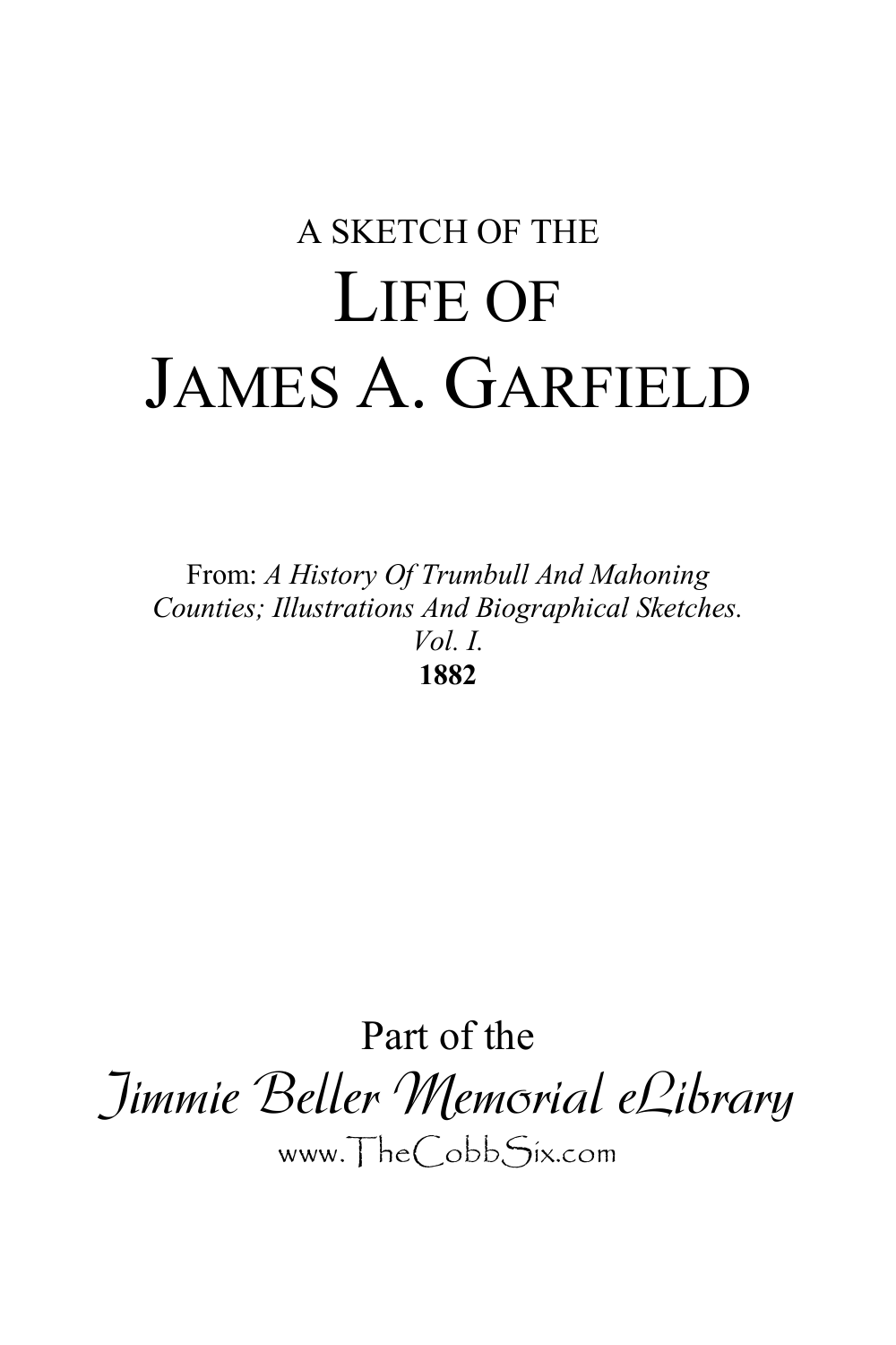A SKETCH OF THE

# LIFE OF JAMES A. GARFIELD

From: *A History Of Trumbull And Mahoning Counties; Illustrations And Biographical Sketches. Vol. I.*
**1882**

Part of the

*Jimmie Beller Memorial eLibrary*

www.TheCobbSix.com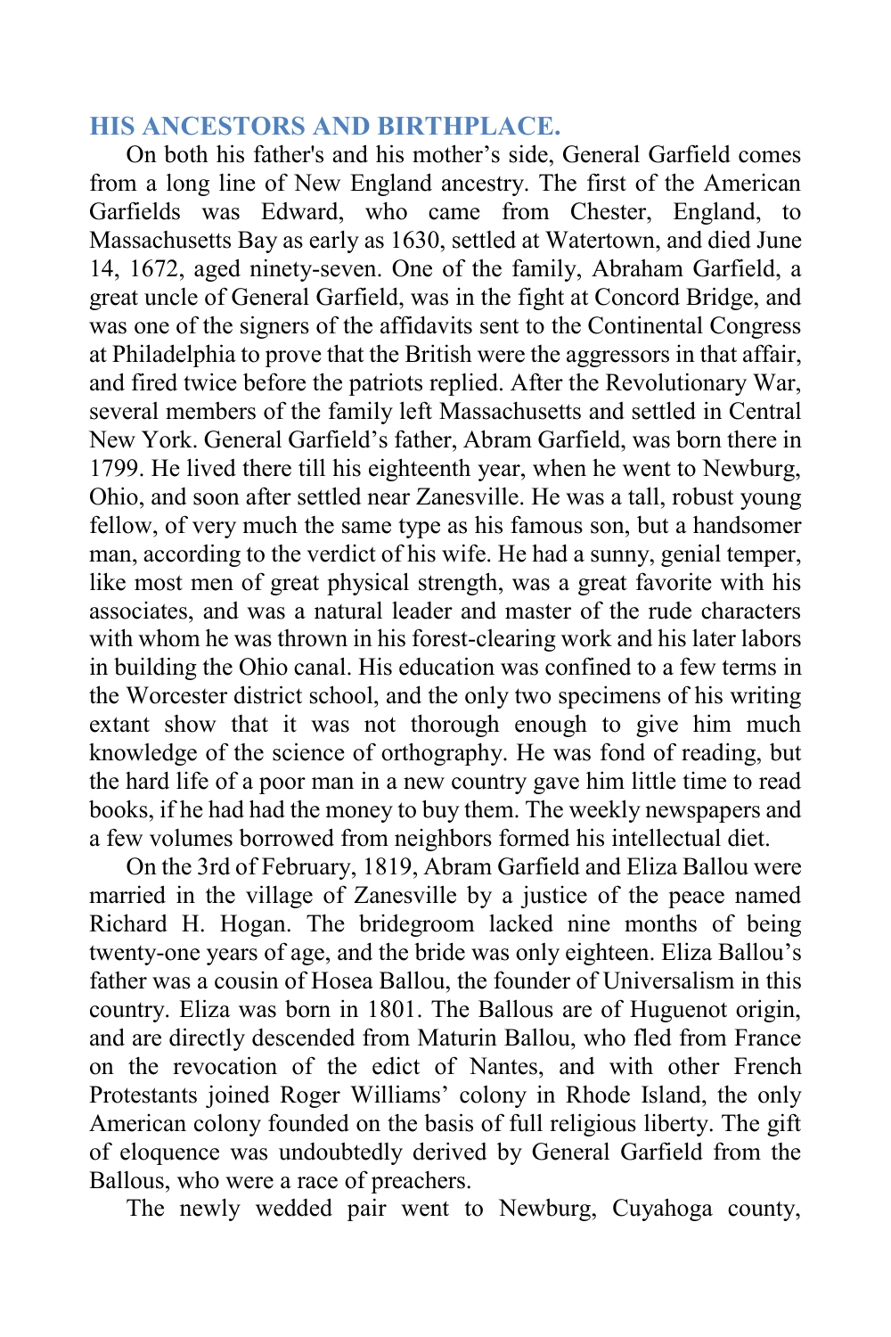## HIS ANCESTORS AND BIRTHPLACE.

On both his father's and his mother’s side, General Garfield comes from a long line of New England ancestry. The first of the American Garfields was Edward, who came from Chester, England, to Massachusetts Bay as early as 1630, settled at Watertown, and died June 14, 1672, aged ninety-seven. One of the family, Abraham Garfield, a great uncle of General Garfield, was in the fight at Concord Bridge, and was one of the signers of the affidavits sent to the Continental Congress at Philadelphia to prove that the British were the aggressors in that affair, and fired twice before the patriots replied. After the Revolutionary War, several members of the family left Massachusetts and settled in Central New York. General Garfield’s father, Abram Garfield, was born there in 1799. He lived there till his eighteenth year, when he went to Newburg, Ohio, and soon after settled near Zanesville. He was a tall, robust young fellow, of very much the same type as his famous son, but a handsomer man, according to the verdict of his wife. He had a sunny, genial temper, like most men of great physical strength, was a great favorite with his associates, and was a natural leader and master of the rude characters with whom he was thrown in his forest-clearing work and his later labors in building the Ohio canal. His education was confined to a few terms in the Worcester district school, and the only two specimens of his writing extant show that it was not thorough enough to give him much knowledge of the science of orthography. He was fond of reading, but the hard life of a poor man in a new country gave him little time to read books, if he had had the money to buy them. The weekly newspapers and a few volumes borrowed from neighbors formed his intellectual diet.

On the 3rd of February, 1819, Abram Garfield and Eliza Ballou were married in the village of Zanesville by a justice of the peace named Richard H. Hogan. The bridegroom lacked nine months of being twenty-one years of age, and the bride was only eighteen. Eliza Ballou’s father was a cousin of Hosea Ballou, the founder of Universalism in this country. Eliza was born in 1801. The Ballous are of Huguenot origin, and are directly descended from Maturin Ballou, who fled from France on the revocation of the edict of Nantes, and with other French Protestants joined Roger Williams’ colony in Rhode Island, the only American colony founded on the basis of full religious liberty. The gift of eloquence was undoubtedly derived by General Garfield from the Ballous, who were a race of preachers.

The newly wedded pair went to Newburg, Cuyahoga county,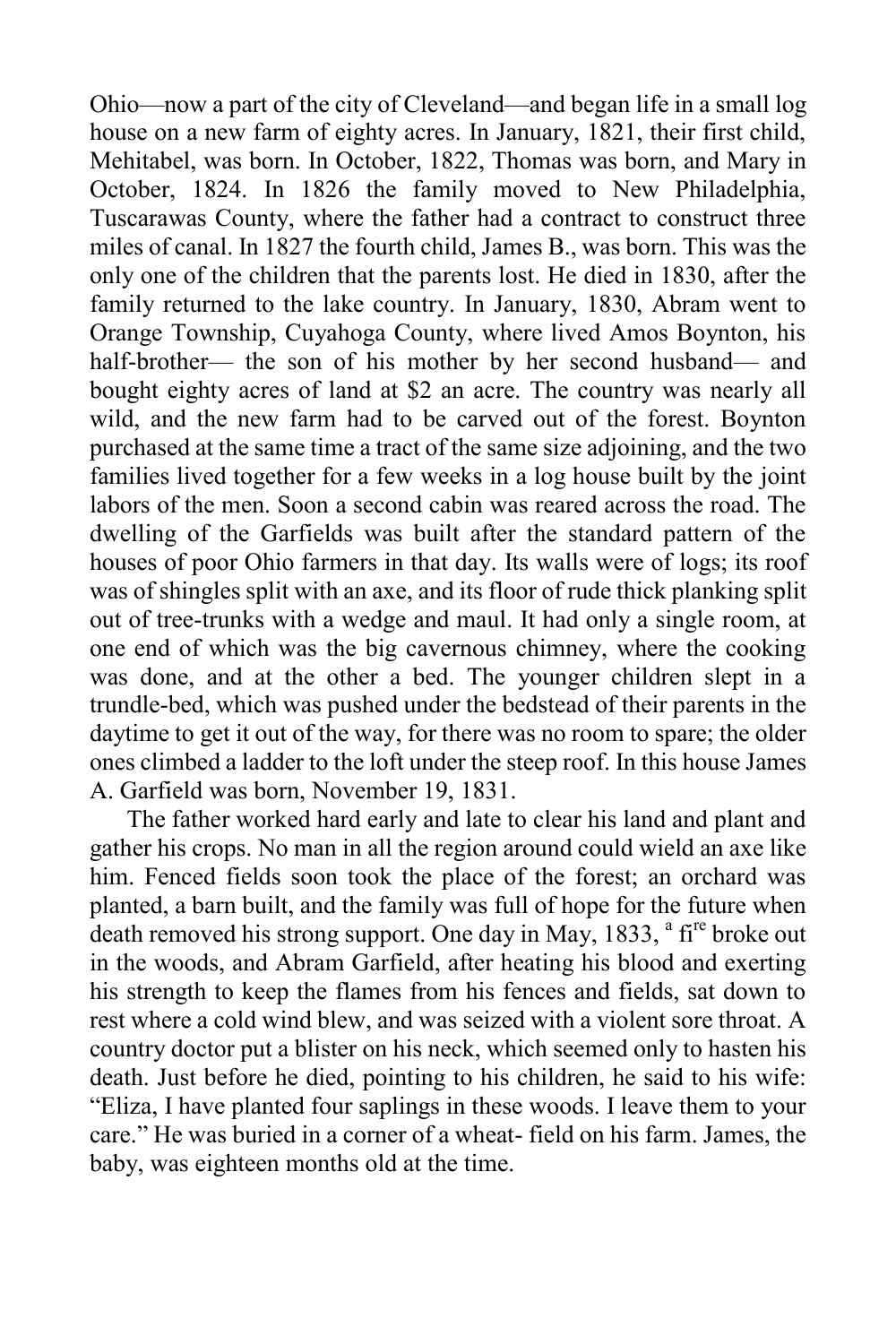Ohio—now a part of the city of Cleveland—and began life in a small log house on a new farm of eighty acres. In January, 1821, their first child, Mehitabel, was born. In October, 1822, Thomas was born, and Mary in October, 1824. In 1826 the family moved to New Philadelphia, Tuscarawas County, where the father had a contract to construct three miles of canal. In 1827 the fourth child, James B., was born. This was the only one of the children that the parents lost. He died in 1830, after the family returned to the lake country. In January, 1830, Abram went to Orange Township, Cuyahoga County, where lived Amos Boynton, his half-brother— the son of his mother by her second husband— and bought eighty acres of land at $2 an acre. The country was nearly all wild, and the new farm had to be carved out of the forest. Boynton purchased at the same time a tract of the same size adjoining, and the two families lived together for a few weeks in a log house built by the joint labors of the men. Soon a second cabin was reared across the road. The dwelling of the Garfields was built after the standard pattern of the houses of poor Ohio farmers in that day. Its walls were of logs; its roof was of shingles split with an axe, and its floor of rude thick planking split out of tree-trunks with a wedge and maul. It had only a single room, at one end of which was the big cavernous chimney, where the cooking was done, and at the other a bed. The younger children slept in a trundle-bed, which was pushed under the bedstead of their parents in the daytime to get it out of the way, for there was no room to spare; the older ones climbed a ladder to the loft under the steep roof. In this house James A. Garfield was born, November 19, 1831.

The father worked hard early and late to clear his land and plant and gather his crops. No man in all the region around could wield an axe like him. Fenced fields soon took the place of the forest; an orchard was planted, a barn built, and the family was full of hope for the future when death removed his strong support. One day in May, 1833, a fire broke out in the woods, and Abram Garfield, after heating his blood and exerting his strength to keep the flames from his fences and fields, sat down to rest where a cold wind blew, and was seized with a violent sore throat. A country doctor put a blister on his neck, which seemed only to hasten his death. Just before he died, pointing to his children, he said to his wife: "Eliza, I have planted four saplings in these woods. I leave them to your care." He was buried in a corner of a wheat- field on his farm. James, the baby, was eighteen months old at the time.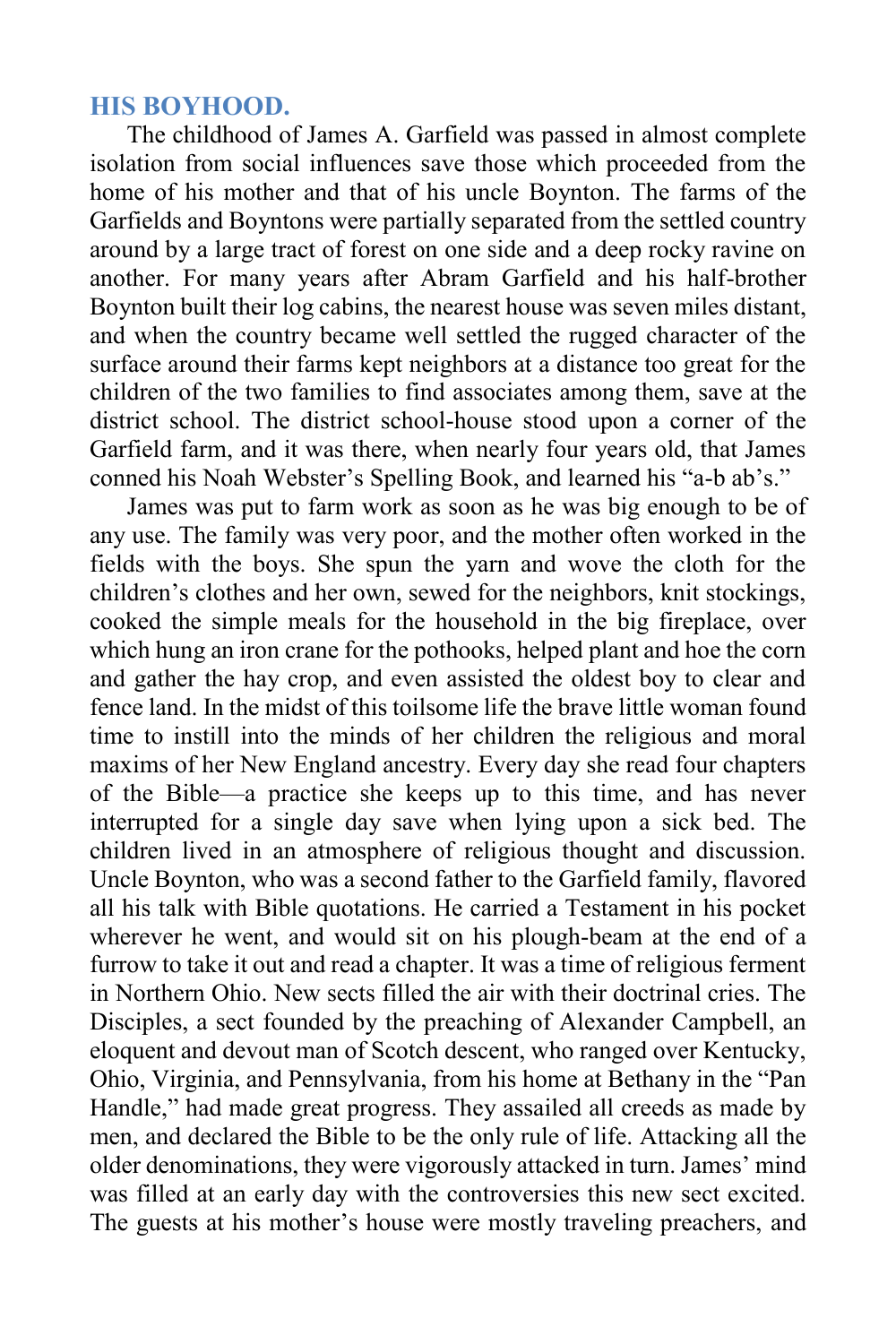## HIS BOYHOOD.

The childhood of James A. Garfield was passed in almost complete isolation from social influences save those which proceeded from the home of his mother and that of his uncle Boynton. The farms of the Garfields and Boyntons were partially separated from the settled country around by a large tract of forest on one side and a deep rocky ravine on another. For many years after Abram Garfield and his half-brother Boynton built their log cabins, the nearest house was seven miles distant, and when the country became well settled the rugged character of the surface around their farms kept neighbors at a distance too great for the children of the two families to find associates among them, save at the district school. The district school-house stood upon a corner of the Garfield farm, and it was there, when nearly four years old, that James conned his Noah Webster's Spelling Book, and learned his "a-b ab's."

James was put to farm work as soon as he was big enough to be of any use. The family was very poor, and the mother often worked in the fields with the boys. She spun the yarn and wove the cloth for the children's clothes and her own, sewed for the neighbors, knit stockings, cooked the simple meals for the household in the big fireplace, over which hung an iron crane for the pothooks, helped plant and hoe the corn and gather the hay crop, and even assisted the oldest boy to clear and fence land. In the midst of this toilsome life the brave little woman found time to instill into the minds of her children the religious and moral maxims of her New England ancestry. Every day she read four chapters of the Bible—a practice she keeps up to this time, and has never interrupted for a single day save when lying upon a sick bed. The children lived in an atmosphere of religious thought and discussion. Uncle Boynton, who was a second father to the Garfield family, flavored all his talk with Bible quotations. He carried a Testament in his pocket wherever he went, and would sit on his plough-beam at the end of a furrow to take it out and read a chapter. It was a time of religious ferment in Northern Ohio. New sects filled the air with their doctrinal cries. The Disciples, a sect founded by the preaching of Alexander Campbell, an eloquent and devout man of Scotch descent, who ranged over Kentucky, Ohio, Virginia, and Pennsylvania, from his home at Bethany in the "Pan Handle," had made great progress. They assailed all creeds as made by men, and declared the Bible to be the only rule of life. Attacking all the older denominations, they were vigorously attacked in turn. James' mind was filled at an early day with the controversies this new sect excited. The guests at his mother's house were mostly traveling preachers, and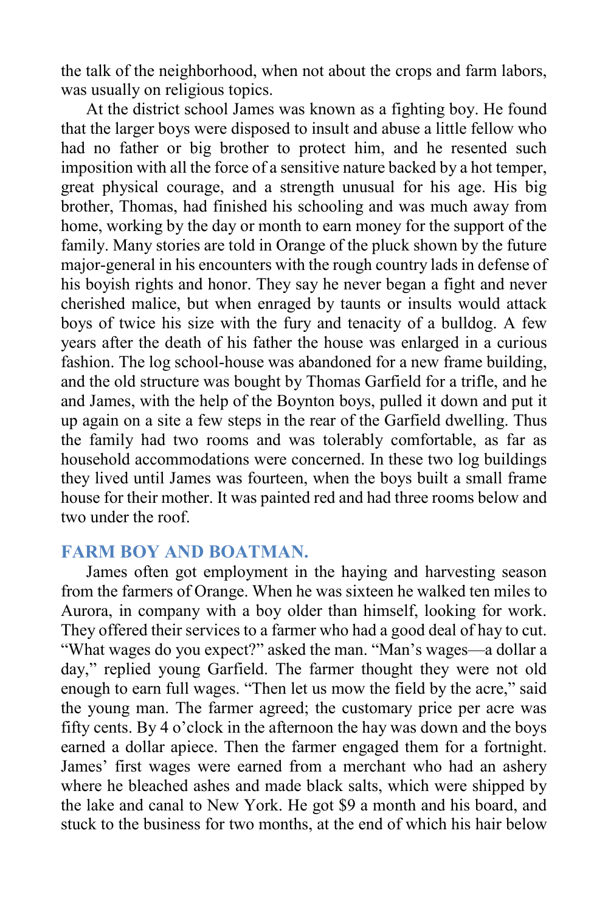the talk of the neighborhood, when not about the crops and farm labors, was usually on religious topics.

At the district school James was known as a fighting boy. He found that the larger boys were disposed to insult and abuse a little fellow who had no father or big brother to protect him, and he resented such imposition with all the force of a sensitive nature backed by a hot temper, great physical courage, and a strength unusual for his age. His big brother, Thomas, had finished his schooling and was much away from home, working by the day or month to earn money for the support of the family. Many stories are told in Orange of the pluck shown by the future major-general in his encounters with the rough country lads in defense of his boyish rights and honor. They say he never began a fight and never cherished malice, but when enraged by taunts or insults would attack boys of twice his size with the fury and tenacity of a bulldog. A few years after the death of his father the house was enlarged in a curious fashion. The log school-house was abandoned for a new frame building, and the old structure was bought by Thomas Garfield for a trifle, and he and James, with the help of the Boynton boys, pulled it down and put it up again on a site a few steps in the rear of the Garfield dwelling. Thus the family had two rooms and was tolerably comfortable, as far as household accommodations were concerned. In these two log buildings they lived until James was fourteen, when the boys built a small frame house for their mother. It was painted red and had three rooms below and two under the roof.

## FARM BOY AND BOATMAN.

James often got employment in the haying and harvesting season from the farmers of Orange. When he was sixteen he walked ten miles to Aurora, in company with a boy older than himself, looking for work. They offered their services to a farmer who had a good deal of hay to cut. "What wages do you expect?" asked the man. "Man's wages—a dollar a day," replied young Garfield. The farmer thought they were not old enough to earn full wages. "Then let us mow the field by the acre," said the young man. The farmer agreed; the customary price per acre was fifty cents. By 4 o'clock in the afternoon the hay was down and the boys earned a dollar apiece. Then the farmer engaged them for a fortnight. James' first wages were earned from a merchant who had an ashery where he bleached ashes and made black salts, which were shipped by the lake and canal to New York. He got $9 a month and his board, and stuck to the business for two months, at the end of which his hair below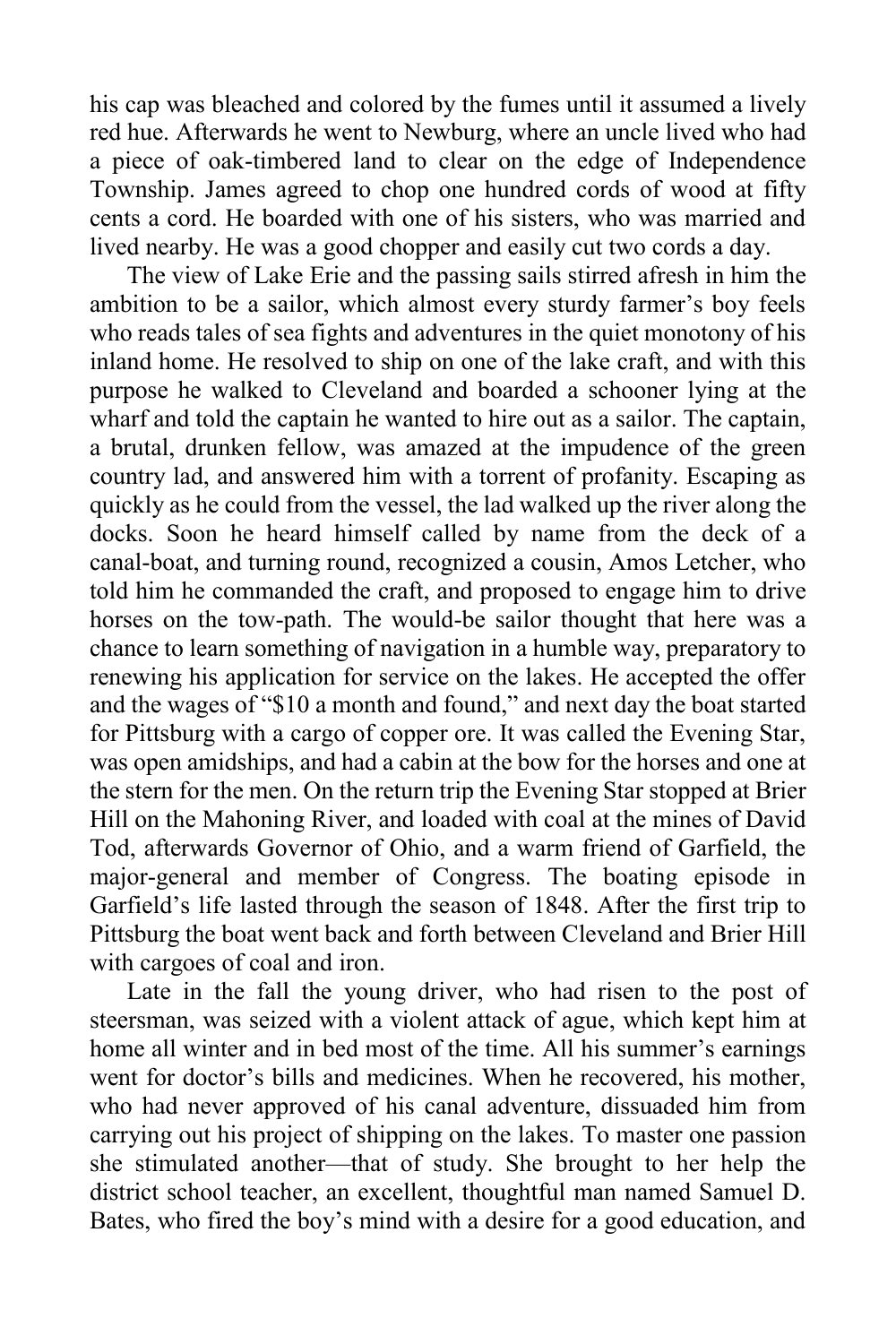his cap was bleached and colored by the fumes until it assumed a lively red hue. Afterwards he went to Newburg, where an uncle lived who had a piece of oak-timbered land to clear on the edge of Independence Township. James agreed to chop one hundred cords of wood at fifty cents a cord. He boarded with one of his sisters, who was married and lived nearby. He was a good chopper and easily cut two cords a day.

The view of Lake Erie and the passing sails stirred afresh in him the ambition to be a sailor, which almost every sturdy farmer's boy feels who reads tales of sea fights and adventures in the quiet monotony of his inland home. He resolved to ship on one of the lake craft, and with this purpose he walked to Cleveland and boarded a schooner lying at the wharf and told the captain he wanted to hire out as a sailor. The captain, a brutal, drunken fellow, was amazed at the impudence of the green country lad, and answered him with a torrent of profanity. Escaping as quickly as he could from the vessel, the lad walked up the river along the docks. Soon he heard himself called by name from the deck of a canal-boat, and turning round, recognized a cousin, Amos Letcher, who told him he commanded the craft, and proposed to engage him to drive horses on the tow-path. The would-be sailor thought that here was a chance to learn something of navigation in a humble way, preparatory to renewing his application for service on the lakes. He accepted the offer and the wages of "$10 a month and found," and next day the boat started for Pittsburg with a cargo of copper ore. It was called the Evening Star, was open amidships, and had a cabin at the bow for the horses and one at the stern for the men. On the return trip the Evening Star stopped at Brier Hill on the Mahoning River, and loaded with coal at the mines of David Tod, afterwards Governor of Ohio, and a warm friend of Garfield, the major-general and member of Congress. The boating episode in Garfield's life lasted through the season of 1848. After the first trip to Pittsburg the boat went back and forth between Cleveland and Brier Hill with cargoes of coal and iron.

Late in the fall the young driver, who had risen to the post of steersman, was seized with a violent attack of ague, which kept him at home all winter and in bed most of the time. All his summer's earnings went for doctor's bills and medicines. When he recovered, his mother, who had never approved of his canal adventure, dissuaded him from carrying out his project of shipping on the lakes. To master one passion she stimulated another—that of study. She brought to her help the district school teacher, an excellent, thoughtful man named Samuel D. Bates, who fired the boy's mind with a desire for a good education, and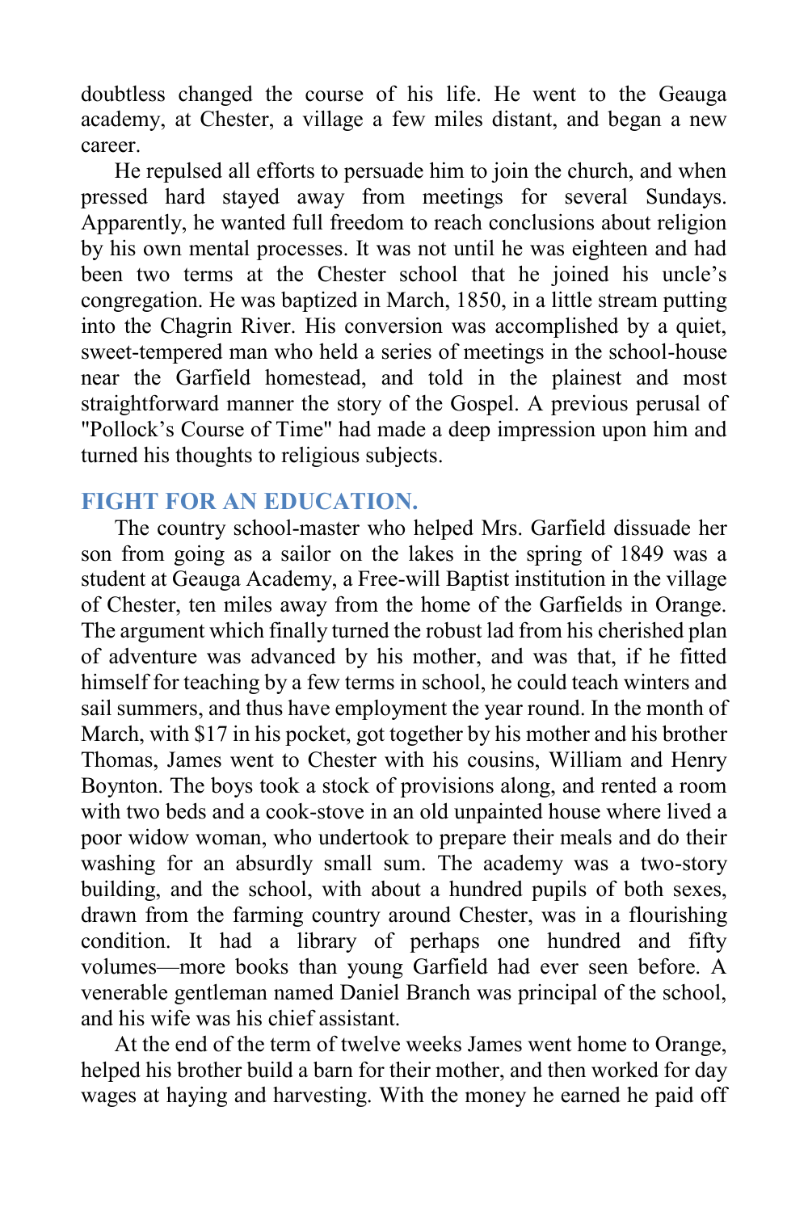doubtless changed the course of his life. He went to the Geauga academy, at Chester, a village a few miles distant, and began a new career.

He repulsed all efforts to persuade him to join the church, and when pressed hard stayed away from meetings for several Sundays. Apparently, he wanted full freedom to reach conclusions about religion by his own mental processes. It was not until he was eighteen and had been two terms at the Chester school that he joined his uncle's congregation. He was baptized in March, 1850, in a little stream putting into the Chagrin River. His conversion was accomplished by a quiet, sweet-tempered man who held a series of meetings in the school-house near the Garfield homestead, and told in the plainest and most straightforward manner the story of the Gospel. A previous perusal of "Pollock's Course of Time" had made a deep impression upon him and turned his thoughts to religious subjects.

## FIGHT FOR AN EDUCATION.

The country school-master who helped Mrs. Garfield dissuade her son from going as a sailor on the lakes in the spring of 1849 was a student at Geauga Academy, a Free-will Baptist institution in the village of Chester, ten miles away from the home of the Garfields in Orange. The argument which finally turned the robust lad from his cherished plan of adventure was advanced by his mother, and was that, if he fitted himself for teaching by a few terms in school, he could teach winters and sail summers, and thus have employment the year round. In the month of March, with $17 in his pocket, got together by his mother and his brother Thomas, James went to Chester with his cousins, William and Henry Boynton. The boys took a stock of provisions along, and rented a room with two beds and a cook-stove in an old unpainted house where lived a poor widow woman, who undertook to prepare their meals and do their washing for an absurdly small sum. The academy was a two-story building, and the school, with about a hundred pupils of both sexes, drawn from the farming country around Chester, was in a flourishing condition. It had a library of perhaps one hundred and fifty volumes—more books than young Garfield had ever seen before. A venerable gentleman named Daniel Branch was principal of the school, and his wife was his chief assistant.

At the end of the term of twelve weeks James went home to Orange, helped his brother build a barn for their mother, and then worked for day wages at haying and harvesting. With the money he earned he paid off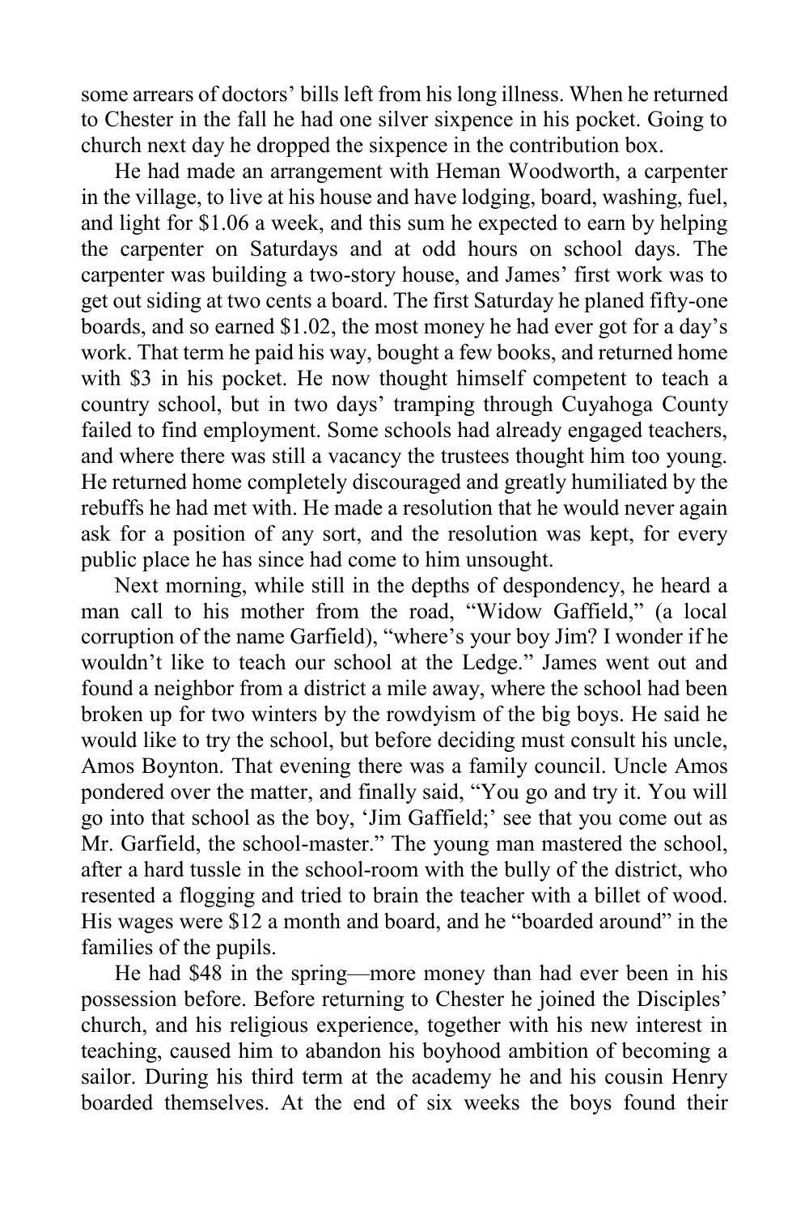some arrears of doctors' bills left from his long illness. When he returned to Chester in the fall he had one silver sixpence in his pocket. Going to church next day he dropped the sixpence in the contribution box.

He had made an arrangement with Heman Woodworth, a carpenter in the village, to live at his house and have lodging, board, washing, fuel, and light for $1.06 a week, and this sum he expected to earn by helping the carpenter on Saturdays and at odd hours on school days. The carpenter was building a two-story house, and James' first work was to get out siding at two cents a board. The first Saturday he planed fifty-one boards, and so earned $1.02, the most money he had ever got for a day's work. That term he paid his way, bought a few books, and returned home with $3 in his pocket. He now thought himself competent to teach a country school, but in two days' tramping through Cuyahoga County failed to find employment. Some schools had already engaged teachers, and where there was still a vacancy the trustees thought him too young. He returned home completely discouraged and greatly humiliated by the rebuffs he had met with. He made a resolution that he would never again ask for a position of any sort, and the resolution was kept, for every public place he has since had come to him unsought.

Next morning, while still in the depths of despondency, he heard a man call to his mother from the road, "Widow Gaffield," (a local corruption of the name Garfield), "where's your boy Jim? I wonder if he wouldn't like to teach our school at the Ledge." James went out and found a neighbor from a district a mile away, where the school had been broken up for two winters by the rowdyism of the big boys. He said he would like to try the school, but before deciding must consult his uncle, Amos Boynton. That evening there was a family council. Uncle Amos pondered over the matter, and finally said, "You go and try it. You will go into that school as the boy, 'Jim Gaffield;' see that you come out as Mr. Garfield, the school-master." The young man mastered the school, after a hard tussle in the school-room with the bully of the district, who resented a flogging and tried to brain the teacher with a billet of wood. His wages were $12 a month and board, and he "boarded around" in the families of the pupils.

He had $48 in the spring—more money than had ever been in his possession before. Before returning to Chester he joined the Disciples' church, and his religious experience, together with his new interest in teaching, caused him to abandon his boyhood ambition of becoming a sailor. During his third term at the academy he and his cousin Henry boarded themselves. At the end of six weeks the boys found their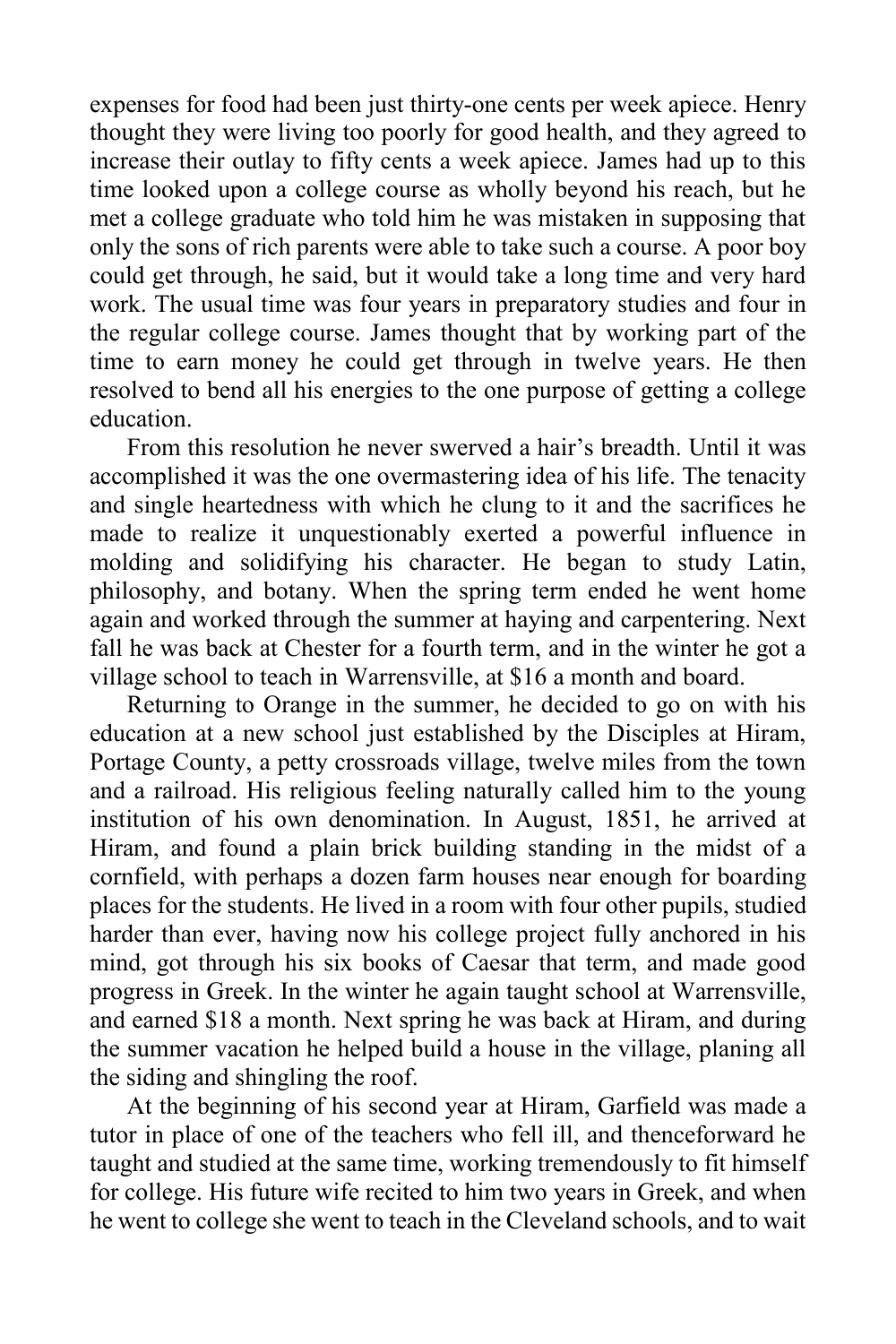expenses for food had been just thirty-one cents per week apiece. Henry thought they were living too poorly for good health, and they agreed to increase their outlay to fifty cents a week apiece. James had up to this time looked upon a college course as wholly beyond his reach, but he met a college graduate who told him he was mistaken in supposing that only the sons of rich parents were able to take such a course. A poor boy could get through, he said, but it would take a long time and very hard work. The usual time was four years in preparatory studies and four in the regular college course. James thought that by working part of the time to earn money he could get through in twelve years. He then resolved to bend all his energies to the one purpose of getting a college education.

From this resolution he never swerved a hair's breadth. Until it was accomplished it was the one overmastering idea of his life. The tenacity and single heartedness with which he clung to it and the sacrifices he made to realize it unquestionably exerted a powerful influence in molding and solidifying his character. He began to study Latin, philosophy, and botany. When the spring term ended he went home again and worked through the summer at haying and carpentering. Next fall he was back at Chester for a fourth term, and in the winter he got a village school to teach in Warrensville, at $16 a month and board.

Returning to Orange in the summer, he decided to go on with his education at a new school just established by the Disciples at Hiram, Portage County, a petty crossroads village, twelve miles from the town and a railroad. His religious feeling naturally called him to the young institution of his own denomination. In August, 1851, he arrived at Hiram, and found a plain brick building standing in the midst of a cornfield, with perhaps a dozen farm houses near enough for boarding places for the students. He lived in a room with four other pupils, studied harder than ever, having now his college project fully anchored in his mind, got through his six books of Caesar that term, and made good progress in Greek. In the winter he again taught school at Warrensville, and earned $18 a month. Next spring he was back at Hiram, and during the summer vacation he helped build a house in the village, planing all the siding and shingling the roof.

At the beginning of his second year at Hiram, Garfield was made a tutor in place of one of the teachers who fell ill, and thenceforward he taught and studied at the same time, working tremendously to fit himself for college. His future wife recited to him two years in Greek, and when he went to college she went to teach in the Cleveland schools, and to wait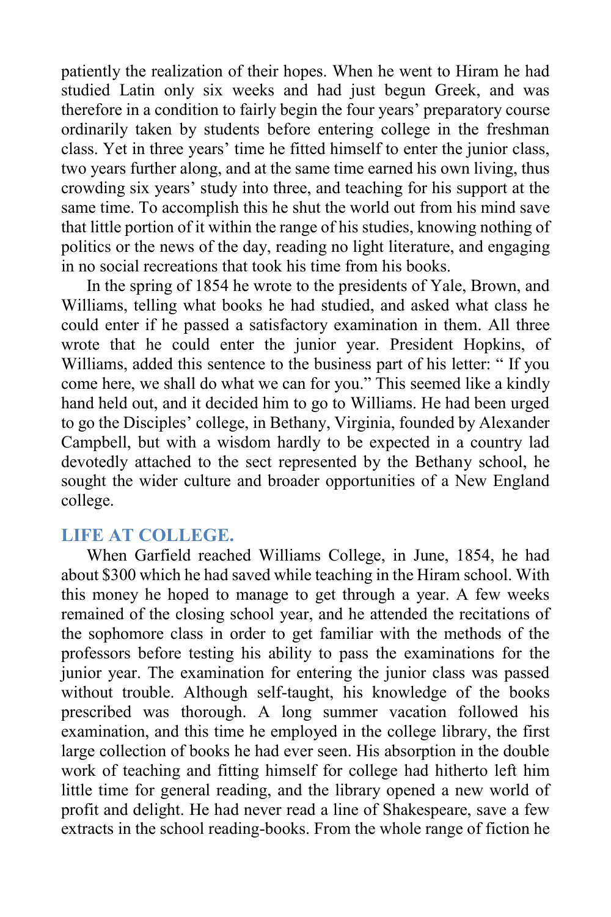patiently the realization of their hopes. When he went to Hiram he had studied Latin only six weeks and had just begun Greek, and was therefore in a condition to fairly begin the four years' preparatory course ordinarily taken by students before entering college in the freshman class. Yet in three years' time he fitted himself to enter the junior class, two years further along, and at the same time earned his own living, thus crowding six years' study into three, and teaching for his support at the same time. To accomplish this he shut the world out from his mind save that little portion of it within the range of his studies, knowing nothing of politics or the news of the day, reading no light literature, and engaging in no social recreations that took his time from his books.

In the spring of 1854 he wrote to the presidents of Yale, Brown, and Williams, telling what books he had studied, and asked what class he could enter if he passed a satisfactory examination in them. All three wrote that he could enter the junior year. President Hopkins, of Williams, added this sentence to the business part of his letter: " If you come here, we shall do what we can for you." This seemed like a kindly hand held out, and it decided him to go to Williams. He had been urged to go the Disciples' college, in Bethany, Virginia, founded by Alexander Campbell, but with a wisdom hardly to be expected in a country lad devotedly attached to the sect represented by the Bethany school, he sought the wider culture and broader opportunities of a New England college.

## LIFE AT COLLEGE.

When Garfield reached Williams College, in June, 1854, he had about $300 which he had saved while teaching in the Hiram school. With this money he hoped to manage to get through a year. A few weeks remained of the closing school year, and he attended the recitations of the sophomore class in order to get familiar with the methods of the professors before testing his ability to pass the examinations for the junior year. The examination for entering the junior class was passed without trouble. Although self-taught, his knowledge of the books prescribed was thorough. A long summer vacation followed his examination, and this time he employed in the college library, the first large collection of books he had ever seen. His absorption in the double work of teaching and fitting himself for college had hitherto left him little time for general reading, and the library opened a new world of profit and delight. He had never read a line of Shakespeare, save a few extracts in the school reading-books. From the whole range of fiction he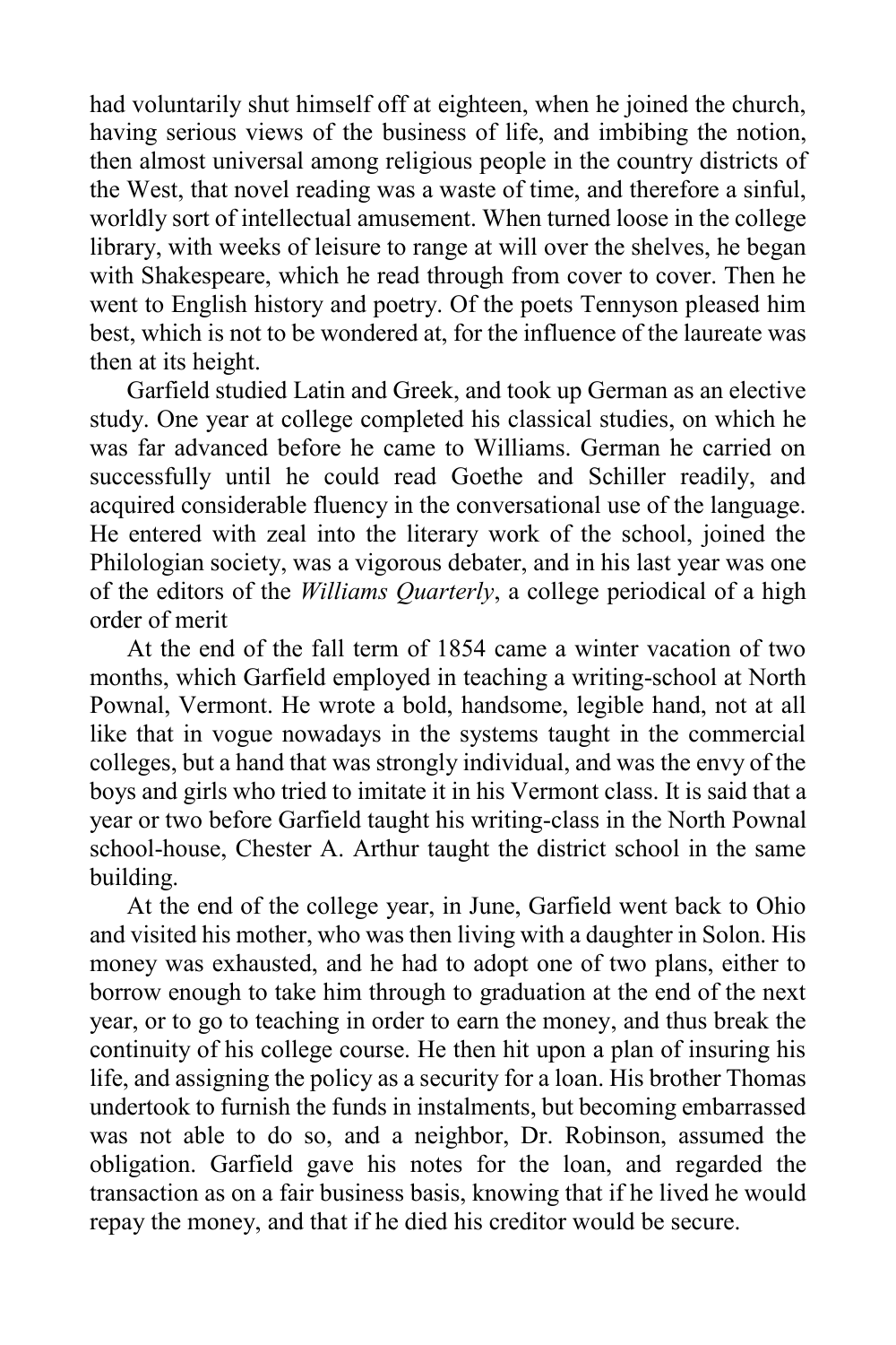had voluntarily shut himself off at eighteen, when he joined the church, having serious views of the business of life, and imbibing the notion, then almost universal among religious people in the country districts of the West, that novel reading was a waste of time, and therefore a sinful, worldly sort of intellectual amusement. When turned loose in the college library, with weeks of leisure to range at will over the shelves, he began with Shakespeare, which he read through from cover to cover. Then he went to English history and poetry. Of the poets Tennyson pleased him best, which is not to be wondered at, for the influence of the laureate was then at its height.

Garfield studied Latin and Greek, and took up German as an elective study. One year at college completed his classical studies, on which he was far advanced before he came to Williams. German he carried on successfully until he could read Goethe and Schiller readily, and acquired considerable fluency in the conversational use of the language. He entered with zeal into the literary work of the school, joined the Philologian society, was a vigorous debater, and in his last year was one of the editors of the *Williams Quarterly*, a college periodical of a high order of merit

At the end of the fall term of 1854 came a winter vacation of two months, which Garfield employed in teaching a writing-school at North Pownal, Vermont. He wrote a bold, handsome, legible hand, not at all like that in vogue nowadays in the systems taught in the commercial colleges, but a hand that was strongly individual, and was the envy of the boys and girls who tried to imitate it in his Vermont class. It is said that a year or two before Garfield taught his writing-class in the North Pownal school-house, Chester A. Arthur taught the district school in the same building.

At the end of the college year, in June, Garfield went back to Ohio and visited his mother, who was then living with a daughter in Solon. His money was exhausted, and he had to adopt one of two plans, either to borrow enough to take him through to graduation at the end of the next year, or to go to teaching in order to earn the money, and thus break the continuity of his college course. He then hit upon a plan of insuring his life, and assigning the policy as a security for a loan. His brother Thomas undertook to furnish the funds in instalments, but becoming embarrassed was not able to do so, and a neighbor, Dr. Robinson, assumed the obligation. Garfield gave his notes for the loan, and regarded the transaction as on a fair business basis, knowing that if he lived he would repay the money, and that if he died his creditor would be secure.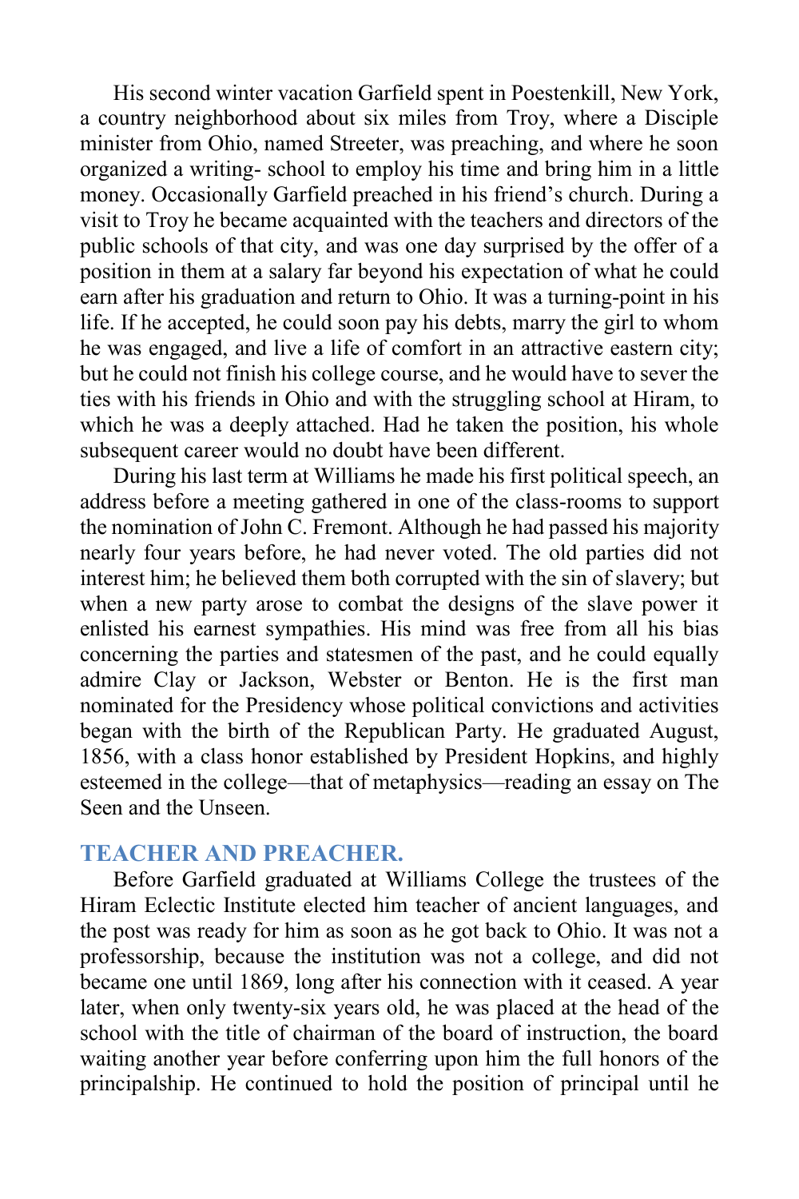His second winter vacation Garfield spent in Poestenkill, New York, a country neighborhood about six miles from Troy, where a Disciple minister from Ohio, named Streeter, was preaching, and where he soon organized a writing- school to employ his time and bring him in a little money. Occasionally Garfield preached in his friend's church. During a visit to Troy he became acquainted with the teachers and directors of the public schools of that city, and was one day surprised by the offer of a position in them at a salary far beyond his expectation of what he could earn after his graduation and return to Ohio. It was a turning-point in his life. If he accepted, he could soon pay his debts, marry the girl to whom he was engaged, and live a life of comfort in an attractive eastern city; but he could not finish his college course, and he would have to sever the ties with his friends in Ohio and with the struggling school at Hiram, to which he was a deeply attached. Had he taken the position, his whole subsequent career would no doubt have been different.

During his last term at Williams he made his first political speech, an address before a meeting gathered in one of the class-rooms to support the nomination of John C. Fremont. Although he had passed his majority nearly four years before, he had never voted. The old parties did not interest him; he believed them both corrupted with the sin of slavery; but when a new party arose to combat the designs of the slave power it enlisted his earnest sympathies. His mind was free from all his bias concerning the parties and statesmen of the past, and he could equally admire Clay or Jackson, Webster or Benton. He is the first man nominated for the Presidency whose political convictions and activities began with the birth of the Republican Party. He graduated August, 1856, with a class honor established by President Hopkins, and highly esteemed in the college—that of metaphysics—reading an essay on The Seen and the Unseen.

## TEACHER AND PREACHER.

Before Garfield graduated at Williams College the trustees of the Hiram Eclectic Institute elected him teacher of ancient languages, and the post was ready for him as soon as he got back to Ohio. It was not a professorship, because the institution was not a college, and did not became one until 1869, long after his connection with it ceased. A year later, when only twenty-six years old, he was placed at the head of the school with the title of chairman of the board of instruction, the board waiting another year before conferring upon him the full honors of the principalship. He continued to hold the position of principal until he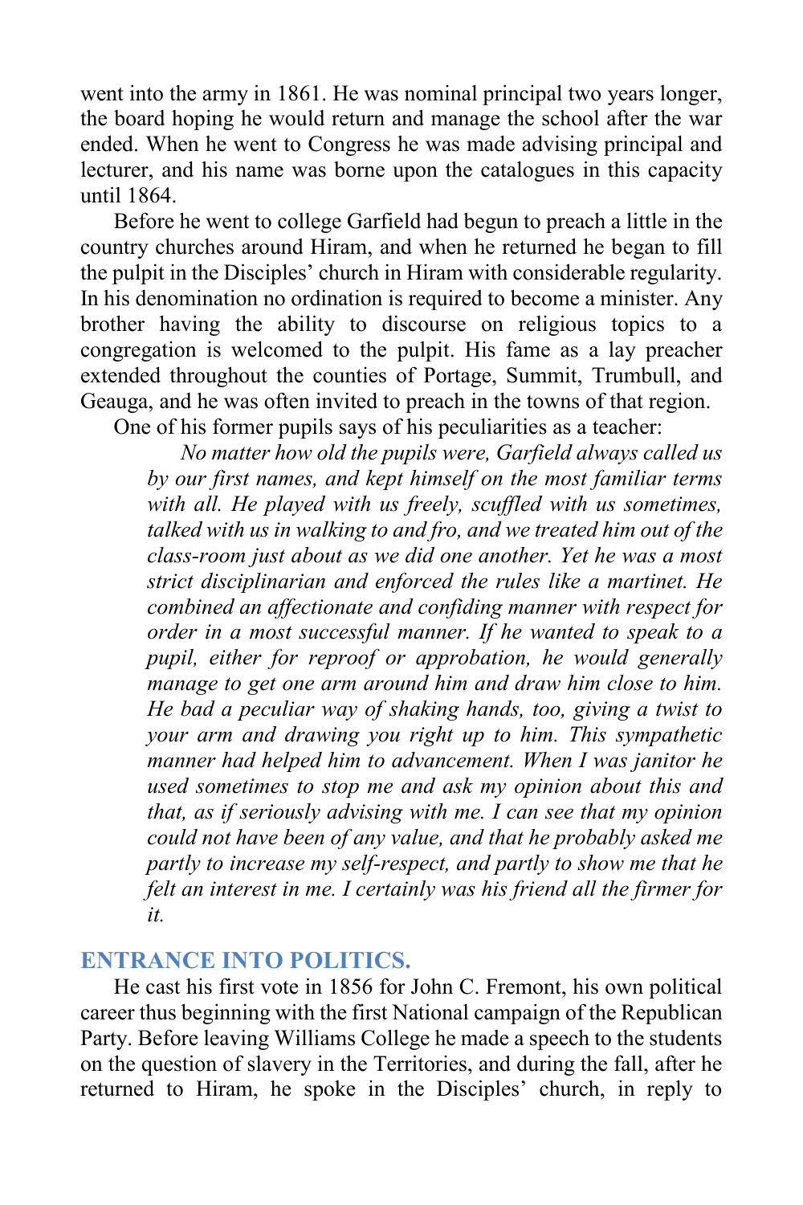went into the army in 1861. He was nominal principal two years longer, the board hoping he would return and manage the school after the war ended. When he went to Congress he was made advising principal and lecturer, and his name was borne upon the catalogues in this capacity until 1864.

Before he went to college Garfield had begun to preach a little in the country churches around Hiram, and when he returned he began to fill the pulpit in the Disciples' church in Hiram with considerable regularity. In his denomination no ordination is required to become a minister. Any brother having the ability to discourse on religious topics to a congregation is welcomed to the pulpit. His fame as a lay preacher extended throughout the counties of Portage, Summit, Trumbull, and Geauga, and he was often invited to preach in the towns of that region.

One of his former pupils says of his peculiarities as a teacher:

> *No matter how old the pupils were, Garfield always called us by our first names, and kept himself on the most familiar terms with all. He played with us freely, scuffled with us sometimes, talked with us in walking to and fro, and we treated him out of the class-room just about as we did one another. Yet he was a most strict disciplinarian and enforced the rules like a martinet. He combined an affectionate and confiding manner with respect for order in a most successful manner. If he wanted to speak to a pupil, either for reproof or approbation, he would generally manage to get one arm around him and draw him close to him. He bad a peculiar way of shaking hands, too, giving a twist to your arm and drawing you right up to him. This sympathetic manner had helped him to advancement. When I was janitor he used sometimes to stop me and ask my opinion about this and that, as if seriously advising with me. I can see that my opinion could not have been of any value, and that he probably asked me partly to increase my self-respect, and partly to show me that he felt an interest in me. I certainly was his friend all the firmer for it.*

## ENTRANCE INTO POLITICS.

He cast his first vote in 1856 for John C. Fremont, his own political career thus beginning with the first National campaign of the Republican Party. Before leaving Williams College he made a speech to the students on the question of slavery in the Territories, and during the fall, after he returned to Hiram, he spoke in the Disciples' church, in reply to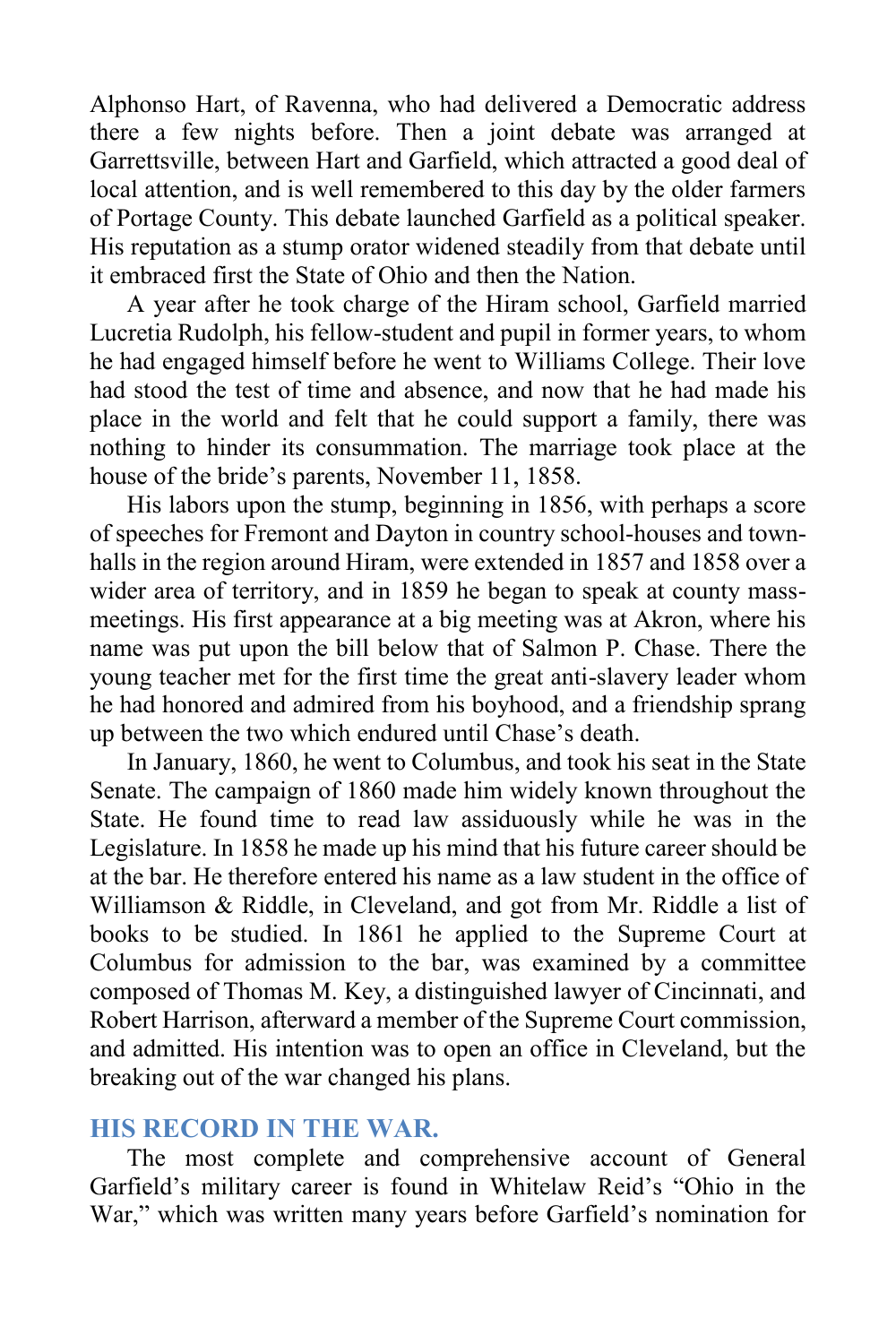Alphonso Hart, of Ravenna, who had delivered a Democratic address there a few nights before. Then a joint debate was arranged at Garrettsville, between Hart and Garfield, which attracted a good deal of local attention, and is well remembered to this day by the older farmers of Portage County. This debate launched Garfield as a political speaker. His reputation as a stump orator widened steadily from that debate until it embraced first the State of Ohio and then the Nation.

A year after he took charge of the Hiram school, Garfield married Lucretia Rudolph, his fellow-student and pupil in former years, to whom he had engaged himself before he went to Williams College. Their love had stood the test of time and absence, and now that he had made his place in the world and felt that he could support a family, there was nothing to hinder its consummation. The marriage took place at the house of the bride's parents, November 11, 1858.

His labors upon the stump, beginning in 1856, with perhaps a score of speeches for Fremont and Dayton in country school-houses and town-halls in the region around Hiram, were extended in 1857 and 1858 over a wider area of territory, and in 1859 he began to speak at county mass-meetings. His first appearance at a big meeting was at Akron, where his name was put upon the bill below that of Salmon P. Chase. There the young teacher met for the first time the great anti-slavery leader whom he had honored and admired from his boyhood, and a friendship sprang up between the two which endured until Chase's death.

In January, 1860, he went to Columbus, and took his seat in the State Senate. The campaign of 1860 made him widely known throughout the State. He found time to read law assiduously while he was in the Legislature. In 1858 he made up his mind that his future career should be at the bar. He therefore entered his name as a law student in the office of Williamson & Riddle, in Cleveland, and got from Mr. Riddle a list of books to be studied. In 1861 he applied to the Supreme Court at Columbus for admission to the bar, was examined by a committee composed of Thomas M. Key, a distinguished lawyer of Cincinnati, and Robert Harrison, afterward a member of the Supreme Court commission, and admitted. His intention was to open an office in Cleveland, but the breaking out of the war changed his plans.

## HIS RECORD IN THE WAR.

The most complete and comprehensive account of General Garfield's military career is found in Whitelaw Reid's "Ohio in the War," which was written many years before Garfield's nomination for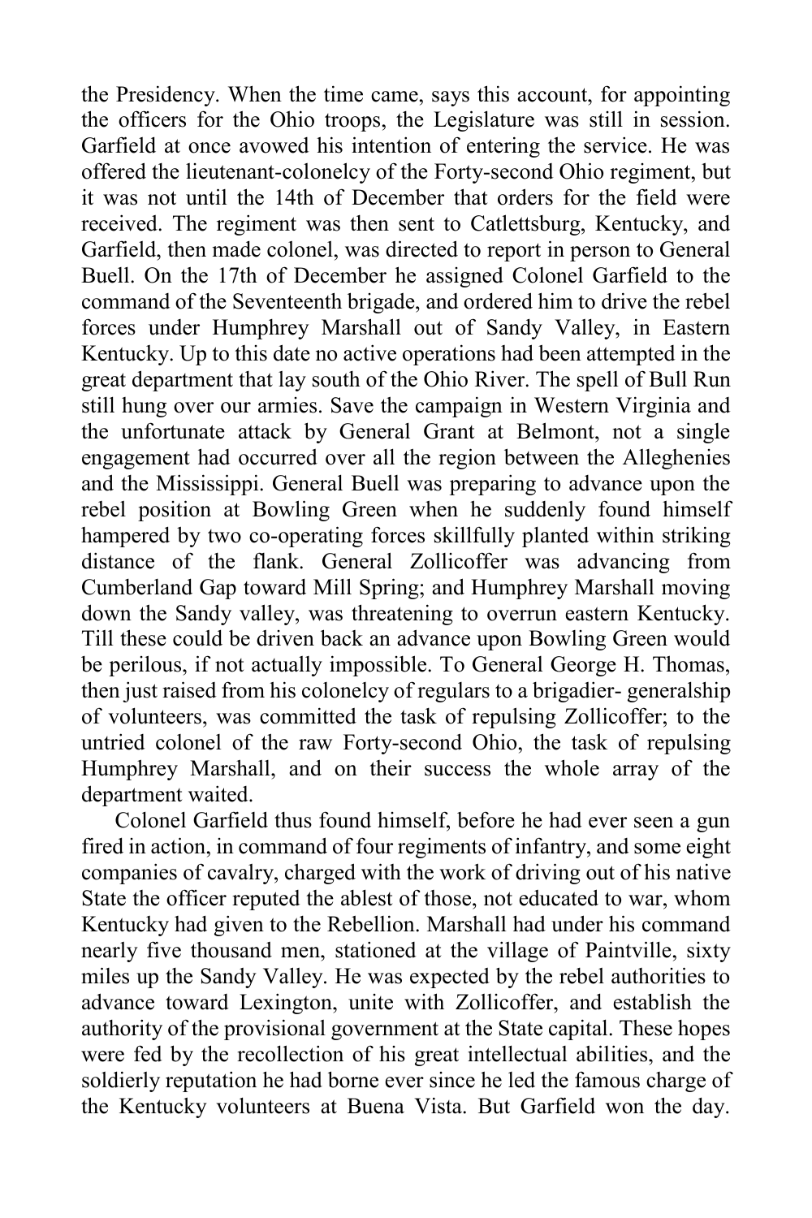the Presidency. When the time came, says this account, for appointing the officers for the Ohio troops, the Legislature was still in session. Garfield at once avowed his intention of entering the service. He was offered the lieutenant-colonelcy of the Forty-second Ohio regiment, but it was not until the 14th of December that orders for the field were received. The regiment was then sent to Catlettsburg, Kentucky, and Garfield, then made colonel, was directed to report in person to General Buell. On the 17th of December he assigned Colonel Garfield to the command of the Seventeenth brigade, and ordered him to drive the rebel forces under Humphrey Marshall out of Sandy Valley, in Eastern Kentucky. Up to this date no active operations had been attempted in the great department that lay south of the Ohio River. The spell of Bull Run still hung over our armies. Save the campaign in Western Virginia and the unfortunate attack by General Grant at Belmont, not a single engagement had occurred over all the region between the Alleghenies and the Mississippi. General Buell was preparing to advance upon the rebel position at Bowling Green when he suddenly found himself hampered by two co-operating forces skillfully planted within striking distance of the flank. General Zollicoffer was advancing from Cumberland Gap toward Mill Spring; and Humphrey Marshall moving down the Sandy valley, was threatening to overrun eastern Kentucky. Till these could be driven back an advance upon Bowling Green would be perilous, if not actually impossible. To General George H. Thomas, then just raised from his colonelcy of regulars to a brigadier- generalship of volunteers, was committed the task of repulsing Zollicoffer; to the untried colonel of the raw Forty-second Ohio, the task of repulsing Humphrey Marshall, and on their success the whole array of the department waited.

Colonel Garfield thus found himself, before he had ever seen a gun fired in action, in command of four regiments of infantry, and some eight companies of cavalry, charged with the work of driving out of his native State the officer reputed the ablest of those, not educated to war, whom Kentucky had given to the Rebellion. Marshall had under his command nearly five thousand men, stationed at the village of Paintville, sixty miles up the Sandy Valley. He was expected by the rebel authorities to advance toward Lexington, unite with Zollicoffer, and establish the authority of the provisional government at the State capital. These hopes were fed by the recollection of his great intellectual abilities, and the soldierly reputation he had borne ever since he led the famous charge of the Kentucky volunteers at Buena Vista. But Garfield won the day.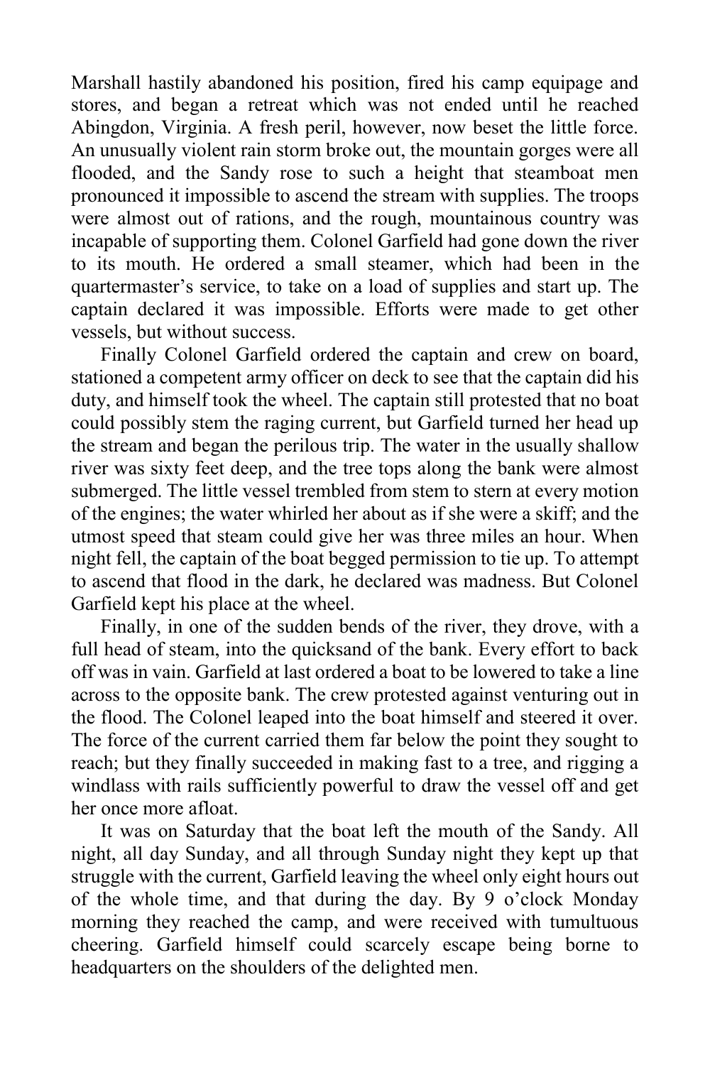Marshall hastily abandoned his position, fired his camp equipage and stores, and began a retreat which was not ended until he reached Abingdon, Virginia. A fresh peril, however, now beset the little force. An unusually violent rain storm broke out, the mountain gorges were all flooded, and the Sandy rose to such a height that steamboat men pronounced it impossible to ascend the stream with supplies. The troops were almost out of rations, and the rough, mountainous country was incapable of supporting them. Colonel Garfield had gone down the river to its mouth. He ordered a small steamer, which had been in the quartermaster's service, to take on a load of supplies and start up. The captain declared it was impossible. Efforts were made to get other vessels, but without success.

Finally Colonel Garfield ordered the captain and crew on board, stationed a competent army officer on deck to see that the captain did his duty, and himself took the wheel. The captain still protested that no boat could possibly stem the raging current, but Garfield turned her head up the stream and began the perilous trip. The water in the usually shallow river was sixty feet deep, and the tree tops along the bank were almost submerged. The little vessel trembled from stem to stern at every motion of the engines; the water whirled her about as if she were a skiff; and the utmost speed that steam could give her was three miles an hour. When night fell, the captain of the boat begged permission to tie up. To attempt to ascend that flood in the dark, he declared was madness. But Colonel Garfield kept his place at the wheel.

Finally, in one of the sudden bends of the river, they drove, with a full head of steam, into the quicksand of the bank. Every effort to back off was in vain. Garfield at last ordered a boat to be lowered to take a line across to the opposite bank. The crew protested against venturing out in the flood. The Colonel leaped into the boat himself and steered it over. The force of the current carried them far below the point they sought to reach; but they finally succeeded in making fast to a tree, and rigging a windlass with rails sufficiently powerful to draw the vessel off and get her once more afloat.

It was on Saturday that the boat left the mouth of the Sandy. All night, all day Sunday, and all through Sunday night they kept up that struggle with the current, Garfield leaving the wheel only eight hours out of the whole time, and that during the day. By 9 o'clock Monday morning they reached the camp, and were received with tumultuous cheering. Garfield himself could scarcely escape being borne to headquarters on the shoulders of the delighted men.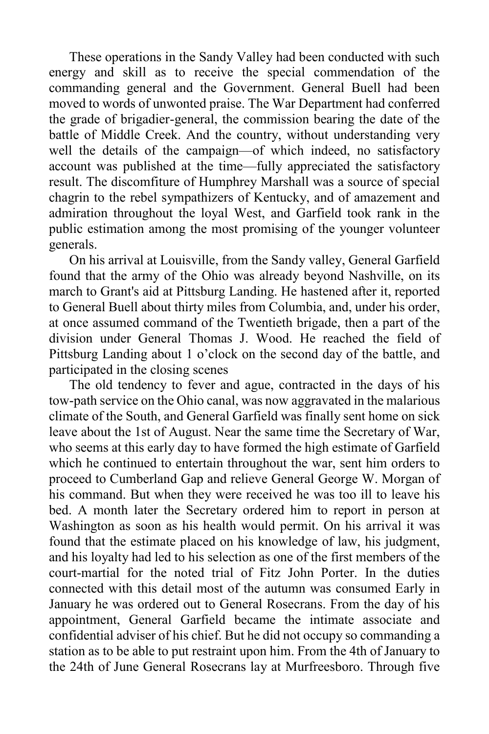These operations in the Sandy Valley had been conducted with such energy and skill as to receive the special commendation of the commanding general and the Government. General Buell had been moved to words of unwonted praise. The War Department had conferred the grade of brigadier-general, the commission bearing the date of the battle of Middle Creek. And the country, without understanding very well the details of the campaign—of which indeed, no satisfactory account was published at the time—fully appreciated the satisfactory result. The discomfiture of Humphrey Marshall was a source of special chagrin to the rebel sympathizers of Kentucky, and of amazement and admiration throughout the loyal West, and Garfield took rank in the public estimation among the most promising of the younger volunteer generals.

On his arrival at Louisville, from the Sandy valley, General Garfield found that the army of the Ohio was already beyond Nashville, on its march to Grant's aid at Pittsburg Landing. He hastened after it, reported to General Buell about thirty miles from Columbia, and, under his order, at once assumed command of the Twentieth brigade, then a part of the division under General Thomas J. Wood. He reached the field of Pittsburg Landing about 1 o'clock on the second day of the battle, and participated in the closing scenes

The old tendency to fever and ague, contracted in the days of his tow-path service on the Ohio canal, was now aggravated in the malarious climate of the South, and General Garfield was finally sent home on sick leave about the 1st of August. Near the same time the Secretary of War, who seems at this early day to have formed the high estimate of Garfield which he continued to entertain throughout the war, sent him orders to proceed to Cumberland Gap and relieve General George W. Morgan of his command. But when they were received he was too ill to leave his bed. A month later the Secretary ordered him to report in person at Washington as soon as his health would permit. On his arrival it was found that the estimate placed on his knowledge of law, his judgment, and his loyalty had led to his selection as one of the first members of the court-martial for the noted trial of Fitz John Porter. In the duties connected with this detail most of the autumn was consumed Early in January he was ordered out to General Rosecrans. From the day of his appointment, General Garfield became the intimate associate and confidential adviser of his chief. But he did not occupy so commanding a station as to be able to put restraint upon him. From the 4th of January to the 24th of June General Rosecrans lay at Murfreesboro. Through five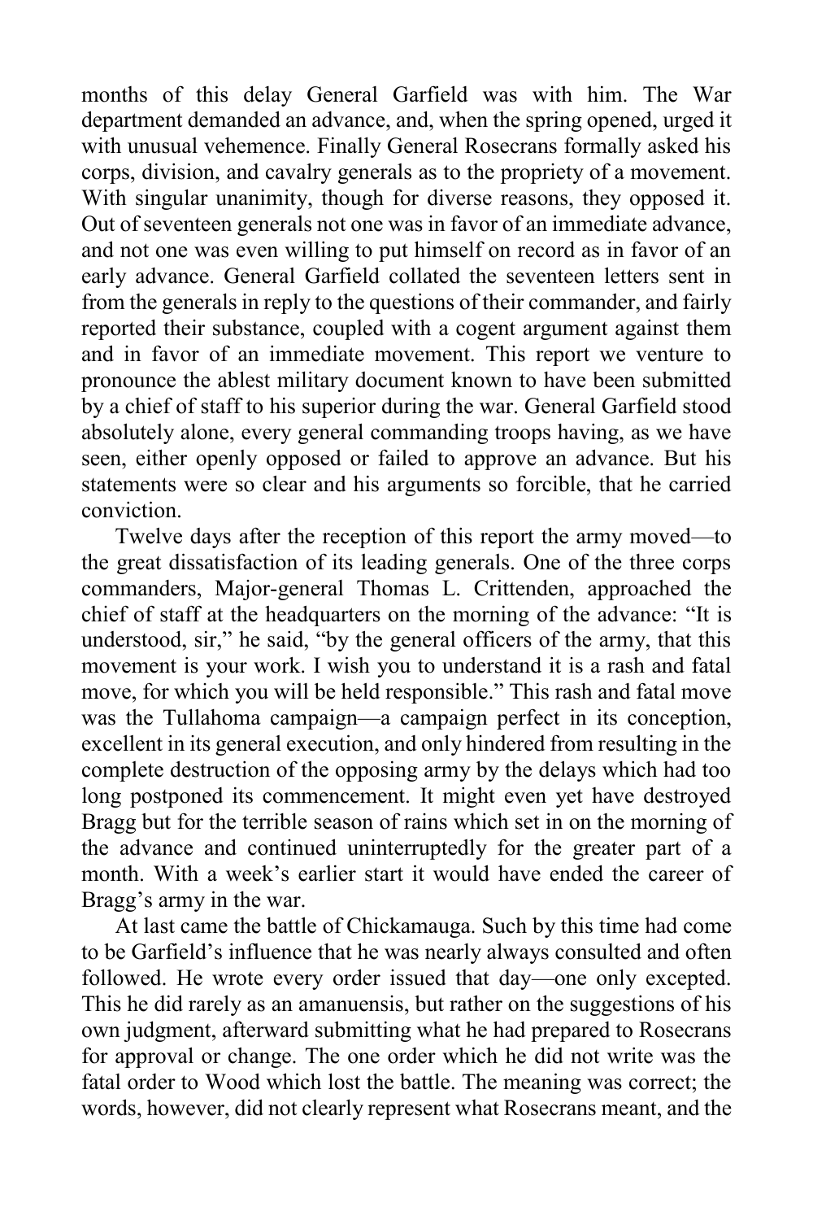months of this delay General Garfield was with him. The War department demanded an advance, and, when the spring opened, urged it with unusual vehemence. Finally General Rosecrans formally asked his corps, division, and cavalry generals as to the propriety of a movement. With singular unanimity, though for diverse reasons, they opposed it. Out of seventeen generals not one was in favor of an immediate advance, and not one was even willing to put himself on record as in favor of an early advance. General Garfield collated the seventeen letters sent in from the generals in reply to the questions of their commander, and fairly reported their substance, coupled with a cogent argument against them and in favor of an immediate movement. This report we venture to pronounce the ablest military document known to have been submitted by a chief of staff to his superior during the war. General Garfield stood absolutely alone, every general commanding troops having, as we have seen, either openly opposed or failed to approve an advance. But his statements were so clear and his arguments so forcible, that he carried conviction.

Twelve days after the reception of this report the army moved—to the great dissatisfaction of its leading generals. One of the three corps commanders, Major-general Thomas L. Crittenden, approached the chief of staff at the headquarters on the morning of the advance: “It is understood, sir,” he said, “by the general officers of the army, that this movement is your work. I wish you to understand it is a rash and fatal move, for which you will be held responsible.” This rash and fatal move was the Tullahoma campaign—a campaign perfect in its conception, excellent in its general execution, and only hindered from resulting in the complete destruction of the opposing army by the delays which had too long postponed its commencement. It might even yet have destroyed Bragg but for the terrible season of rains which set in on the morning of the advance and continued uninterruptedly for the greater part of a month. With a week’s earlier start it would have ended the career of Bragg’s army in the war.

At last came the battle of Chickamauga. Such by this time had come to be Garfield’s influence that he was nearly always consulted and often followed. He wrote every order issued that day—one only excepted. This he did rarely as an amanuensis, but rather on the suggestions of his own judgment, afterward submitting what he had prepared to Rosecrans for approval or change. The one order which he did not write was the fatal order to Wood which lost the battle. The meaning was correct; the words, however, did not clearly represent what Rosecrans meant, and the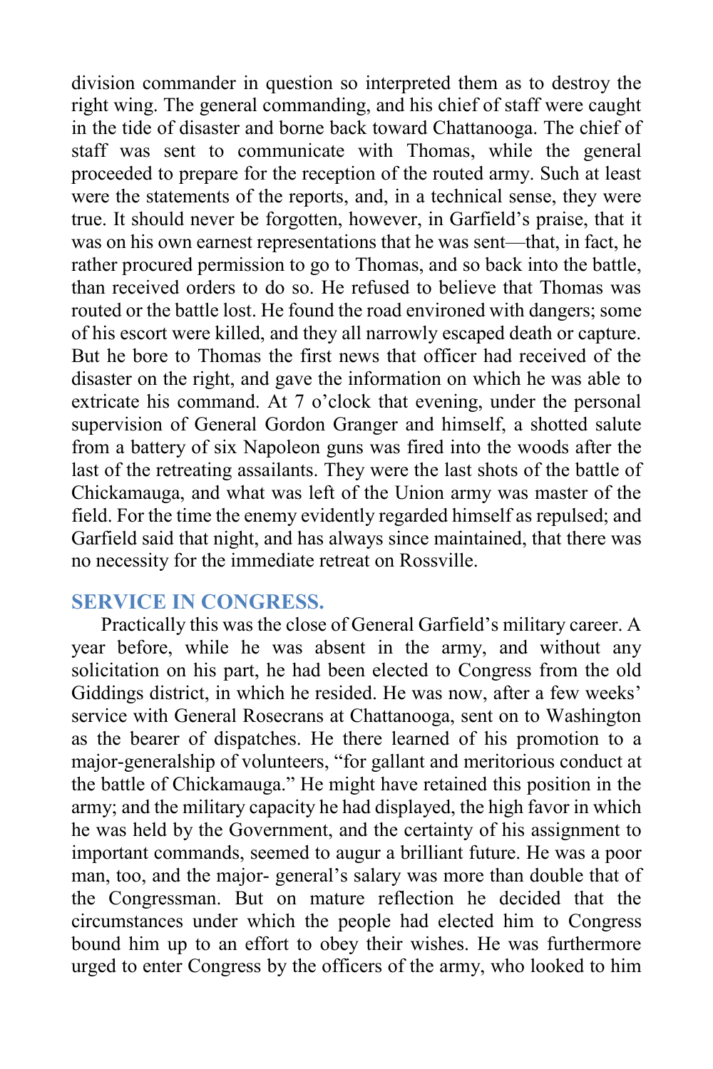division commander in question so interpreted them as to destroy the right wing. The general commanding, and his chief of staff were caught in the tide of disaster and borne back toward Chattanooga. The chief of staff was sent to communicate with Thomas, while the general proceeded to prepare for the reception of the routed army. Such at least were the statements of the reports, and, in a technical sense, they were true. It should never be forgotten, however, in Garfield's praise, that it was on his own earnest representations that he was sent—that, in fact, he rather procured permission to go to Thomas, and so back into the battle, than received orders to do so. He refused to believe that Thomas was routed or the battle lost. He found the road environed with dangers; some of his escort were killed, and they all narrowly escaped death or capture. But he bore to Thomas the first news that officer had received of the disaster on the right, and gave the information on which he was able to extricate his command. At 7 o'clock that evening, under the personal supervision of General Gordon Granger and himself, a shotted salute from a battery of six Napoleon guns was fired into the woods after the last of the retreating assailants. They were the last shots of the battle of Chickamauga, and what was left of the Union army was master of the field. For the time the enemy evidently regarded himself as repulsed; and Garfield said that night, and has always since maintained, that there was no necessity for the immediate retreat on Rossville.

## SERVICE IN CONGRESS.

Practically this was the close of General Garfield's military career. A year before, while he was absent in the army, and without any solicitation on his part, he had been elected to Congress from the old Giddings district, in which he resided. He was now, after a few weeks' service with General Rosecrans at Chattanooga, sent on to Washington as the bearer of dispatches. He there learned of his promotion to a major-generalship of volunteers, "for gallant and meritorious conduct at the battle of Chickamauga." He might have retained this position in the army; and the military capacity he had displayed, the high favor in which he was held by the Government, and the certainty of his assignment to important commands, seemed to augur a brilliant future. He was a poor man, too, and the major- general's salary was more than double that of the Congressman. But on mature reflection he decided that the circumstances under which the people had elected him to Congress bound him up to an effort to obey their wishes. He was furthermore urged to enter Congress by the officers of the army, who looked to him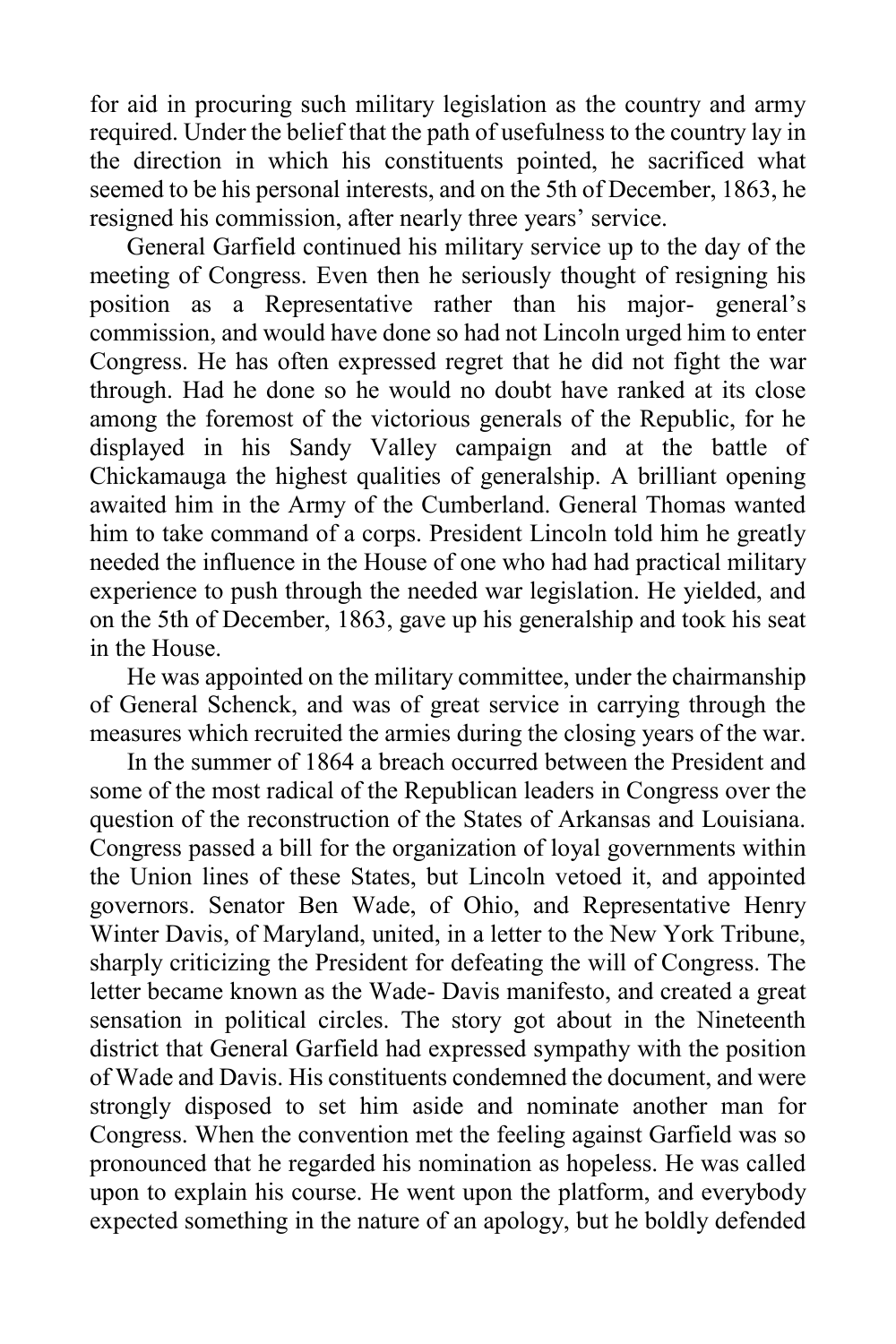for aid in procuring such military legislation as the country and army required. Under the belief that the path of usefulness to the country lay in the direction in which his constituents pointed, he sacrificed what seemed to be his personal interests, and on the 5th of December, 1863, he resigned his commission, after nearly three years' service.

General Garfield continued his military service up to the day of the meeting of Congress. Even then he seriously thought of resigning his position as a Representative rather than his major- general's commission, and would have done so had not Lincoln urged him to enter Congress. He has often expressed regret that he did not fight the war through. Had he done so he would no doubt have ranked at its close among the foremost of the victorious generals of the Republic, for he displayed in his Sandy Valley campaign and at the battle of Chickamauga the highest qualities of generalship. A brilliant opening awaited him in the Army of the Cumberland. General Thomas wanted him to take command of a corps. President Lincoln told him he greatly needed the influence in the House of one who had had practical military experience to push through the needed war legislation. He yielded, and on the 5th of December, 1863, gave up his generalship and took his seat in the House.

He was appointed on the military committee, under the chairmanship of General Schenck, and was of great service in carrying through the measures which recruited the armies during the closing years of the war.

In the summer of 1864 a breach occurred between the President and some of the most radical of the Republican leaders in Congress over the question of the reconstruction of the States of Arkansas and Louisiana. Congress passed a bill for the organization of loyal governments within the Union lines of these States, but Lincoln vetoed it, and appointed governors. Senator Ben Wade, of Ohio, and Representative Henry Winter Davis, of Maryland, united, in a letter to the New York Tribune, sharply criticizing the President for defeating the will of Congress. The letter became known as the Wade- Davis manifesto, and created a great sensation in political circles. The story got about in the Nineteenth district that General Garfield had expressed sympathy with the position of Wade and Davis. His constituents condemned the document, and were strongly disposed to set him aside and nominate another man for Congress. When the convention met the feeling against Garfield was so pronounced that he regarded his nomination as hopeless. He was called upon to explain his course. He went upon the platform, and everybody expected something in the nature of an apology, but he boldly defended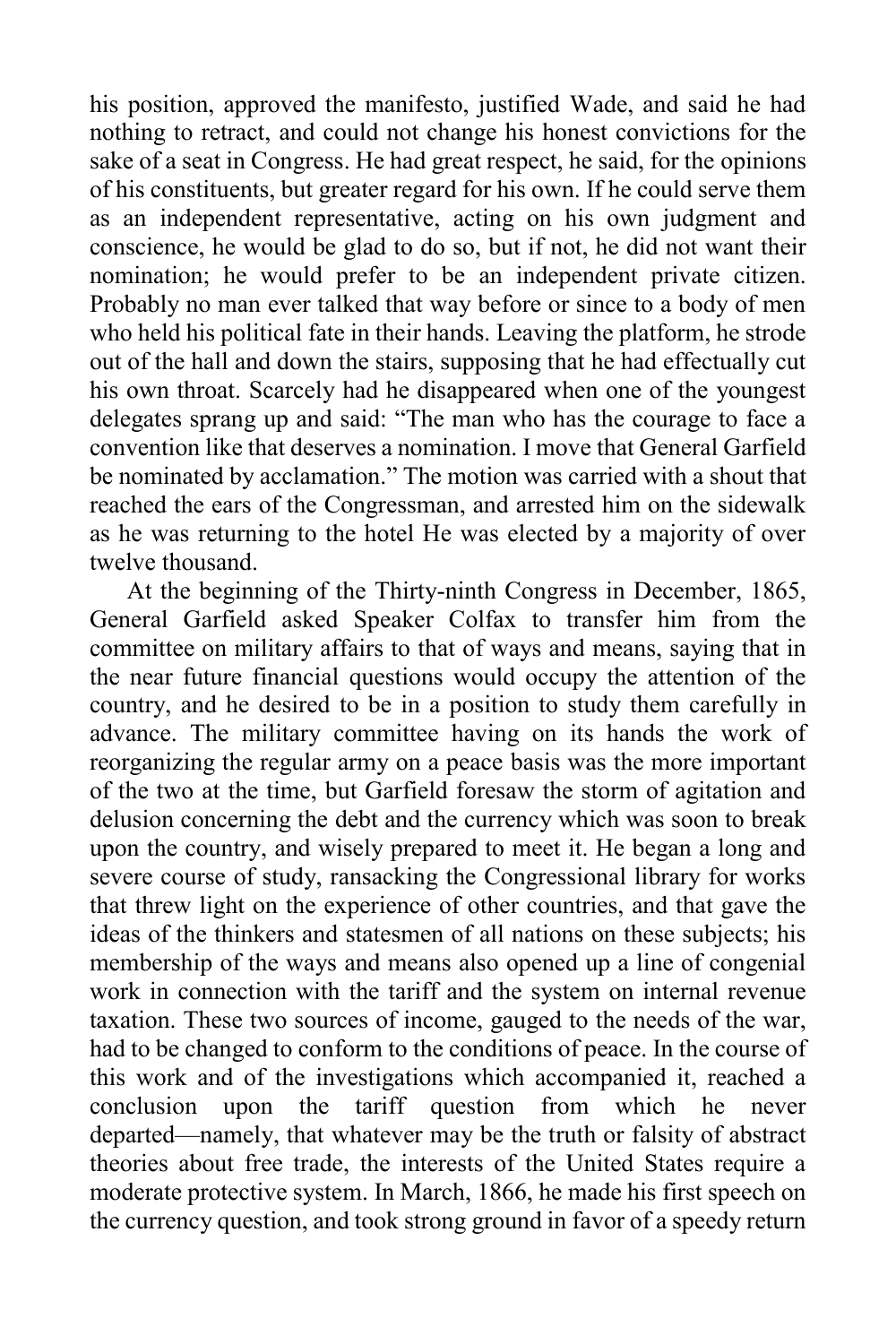his position, approved the manifesto, justified Wade, and said he had nothing to retract, and could not change his honest convictions for the sake of a seat in Congress. He had great respect, he said, for the opinions of his constituents, but greater regard for his own. If he could serve them as an independent representative, acting on his own judgment and conscience, he would be glad to do so, but if not, he did not want their nomination; he would prefer to be an independent private citizen. Probably no man ever talked that way before or since to a body of men who held his political fate in their hands. Leaving the platform, he strode out of the hall and down the stairs, supposing that he had effectually cut his own throat. Scarcely had he disappeared when one of the youngest delegates sprang up and said: "The man who has the courage to face a convention like that deserves a nomination. I move that General Garfield be nominated by acclamation." The motion was carried with a shout that reached the ears of the Congressman, and arrested him on the sidewalk as he was returning to the hotel He was elected by a majority of over twelve thousand.

At the beginning of the Thirty-ninth Congress in December, 1865, General Garfield asked Speaker Colfax to transfer him from the committee on military affairs to that of ways and means, saying that in the near future financial questions would occupy the attention of the country, and he desired to be in a position to study them carefully in advance. The military committee having on its hands the work of reorganizing the regular army on a peace basis was the more important of the two at the time, but Garfield foresaw the storm of agitation and delusion concerning the debt and the currency which was soon to break upon the country, and wisely prepared to meet it. He began a long and severe course of study, ransacking the Congressional library for works that threw light on the experience of other countries, and that gave the ideas of the thinkers and statesmen of all nations on these subjects; his membership of the ways and means also opened up a line of congenial work in connection with the tariff and the system on internal revenue taxation. These two sources of income, gauged to the needs of the war, had to be changed to conform to the conditions of peace. In the course of this work and of the investigations which accompanied it, reached a conclusion upon the tariff question from which he never departed—namely, that whatever may be the truth or falsity of abstract theories about free trade, the interests of the United States require a moderate protective system. In March, 1866, he made his first speech on the currency question, and took strong ground in favor of a speedy return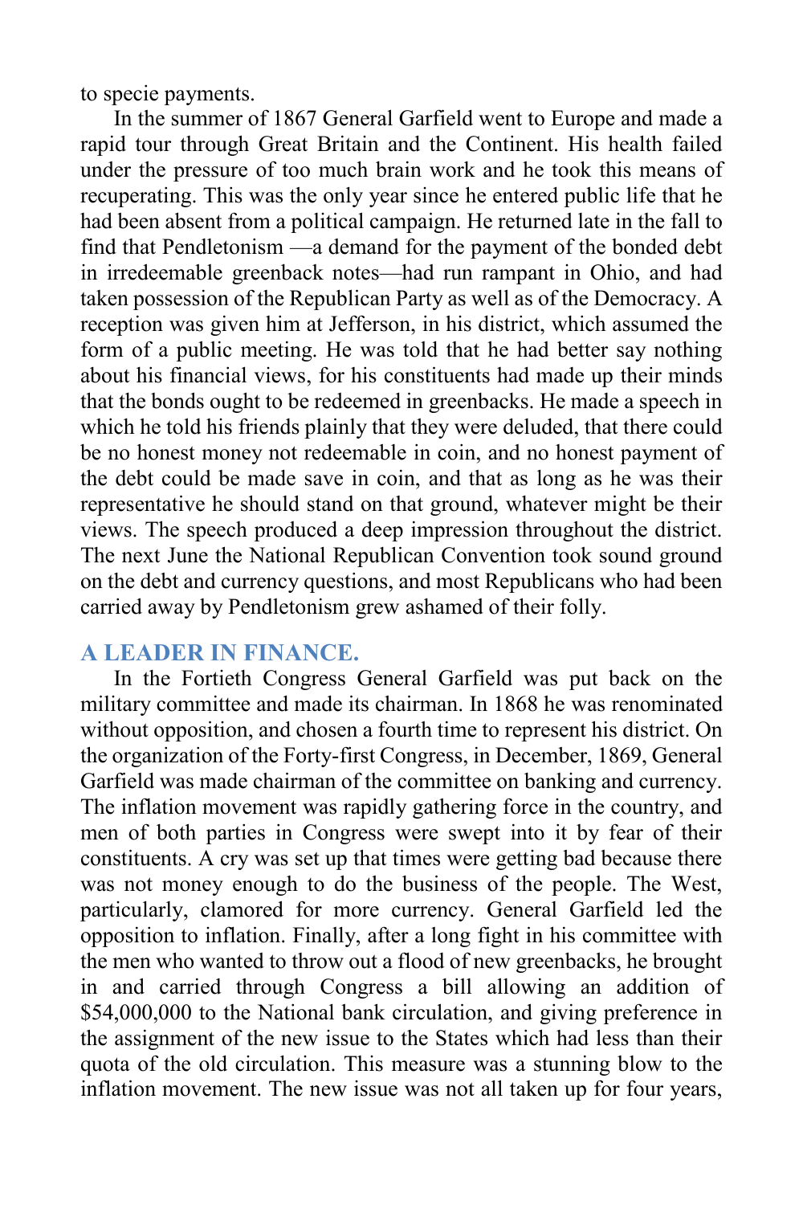to specie payments.

In the summer of 1867 General Garfield went to Europe and made a rapid tour through Great Britain and the Continent. His health failed under the pressure of too much brain work and he took this means of recuperating. This was the only year since he entered public life that he had been absent from a political campaign. He returned late in the fall to find that Pendletonism —a demand for the payment of the bonded debt in irredeemable greenback notes—had run rampant in Ohio, and had taken possession of the Republican Party as well as of the Democracy. A reception was given him at Jefferson, in his district, which assumed the form of a public meeting. He was told that he had better say nothing about his financial views, for his constituents had made up their minds that the bonds ought to be redeemed in greenbacks. He made a speech in which he told his friends plainly that they were deluded, that there could be no honest money not redeemable in coin, and no honest payment of the debt could be made save in coin, and that as long as he was their representative he should stand on that ground, whatever might be their views. The speech produced a deep impression throughout the district. The next June the National Republican Convention took sound ground on the debt and currency questions, and most Republicans who had been carried away by Pendletonism grew ashamed of their folly.

## A LEADER IN FINANCE.

In the Fortieth Congress General Garfield was put back on the military committee and made its chairman. In 1868 he was renominated without opposition, and chosen a fourth time to represent his district. On the organization of the Forty-first Congress, in December, 1869, General Garfield was made chairman of the committee on banking and currency. The inflation movement was rapidly gathering force in the country, and men of both parties in Congress were swept into it by fear of their constituents. A cry was set up that times were getting bad because there was not money enough to do the business of the people. The West, particularly, clamored for more currency. General Garfield led the opposition to inflation. Finally, after a long fight in his committee with the men who wanted to throw out a flood of new greenbacks, he brought in and carried through Congress a bill allowing an addition of $54,000,000 to the National bank circulation, and giving preference in the assignment of the new issue to the States which had less than their quota of the old circulation. This measure was a stunning blow to the inflation movement. The new issue was not all taken up for four years,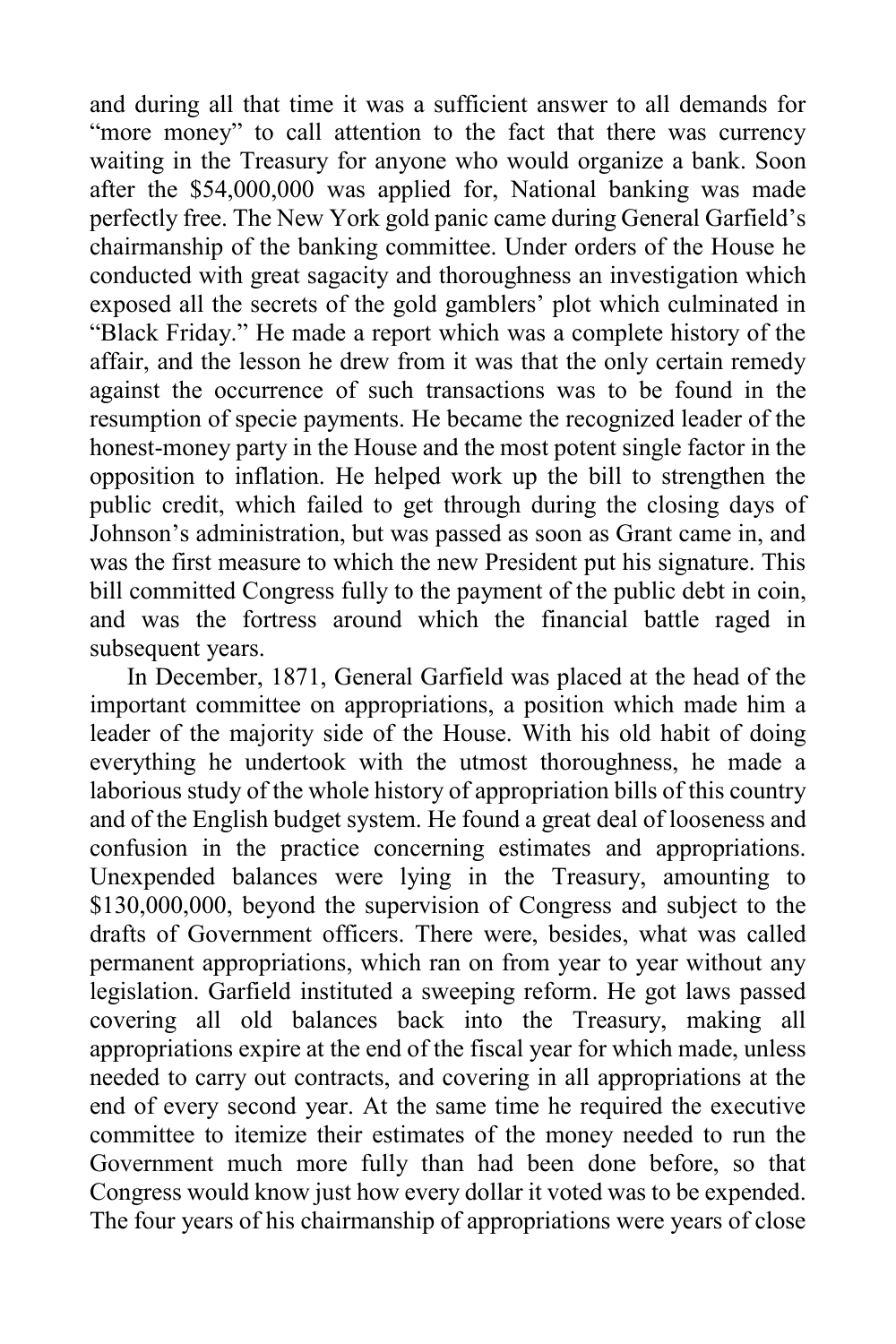and during all that time it was a sufficient answer to all demands for "more money" to call attention to the fact that there was currency waiting in the Treasury for anyone who would organize a bank. Soon after the $54,000,000 was applied for, National banking was made perfectly free. The New York gold panic came during General Garfield's chairmanship of the banking committee. Under orders of the House he conducted with great sagacity and thoroughness an investigation which exposed all the secrets of the gold gamblers' plot which culminated in "Black Friday." He made a report which was a complete history of the affair, and the lesson he drew from it was that the only certain remedy against the occurrence of such transactions was to be found in the resumption of specie payments. He became the recognized leader of the honest-money party in the House and the most potent single factor in the opposition to inflation. He helped work up the bill to strengthen the public credit, which failed to get through during the closing days of Johnson's administration, but was passed as soon as Grant came in, and was the first measure to which the new President put his signature. This bill committed Congress fully to the payment of the public debt in coin, and was the fortress around which the financial battle raged in subsequent years.

In December, 1871, General Garfield was placed at the head of the important committee on appropriations, a position which made him a leader of the majority side of the House. With his old habit of doing everything he undertook with the utmost thoroughness, he made a laborious study of the whole history of appropriation bills of this country and of the English budget system. He found a great deal of looseness and confusion in the practice concerning estimates and appropriations. Unexpended balances were lying in the Treasury, amounting to $130,000,000, beyond the supervision of Congress and subject to the drafts of Government officers. There were, besides, what was called permanent appropriations, which ran on from year to year without any legislation. Garfield instituted a sweeping reform. He got laws passed covering all old balances back into the Treasury, making all appropriations expire at the end of the fiscal year for which made, unless needed to carry out contracts, and covering in all appropriations at the end of every second year. At the same time he required the executive committee to itemize their estimates of the money needed to run the Government much more fully than had been done before, so that Congress would know just how every dollar it voted was to be expended. The four years of his chairmanship of appropriations were years of close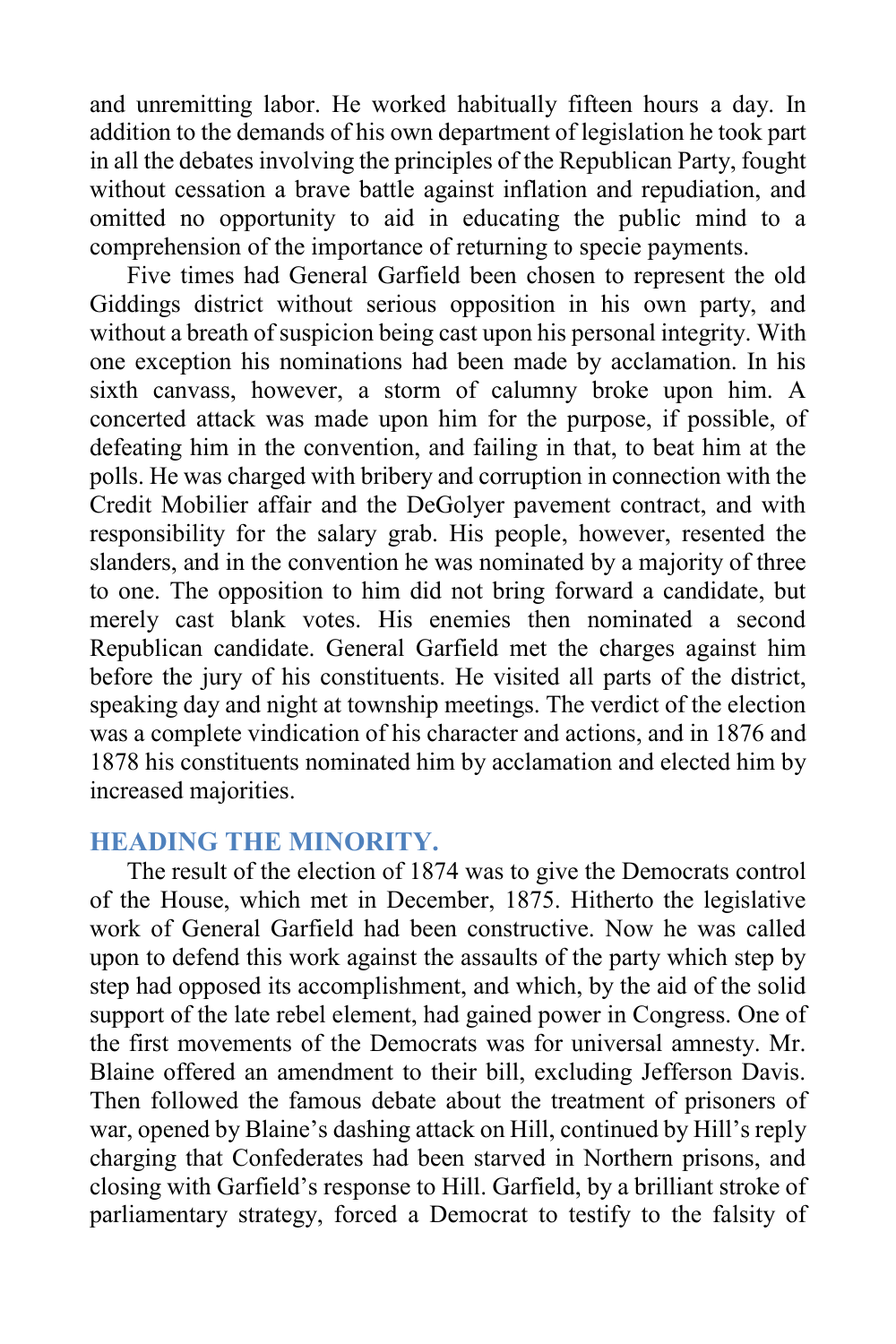and unremitting labor. He worked habitually fifteen hours a day. In addition to the demands of his own department of legislation he took part in all the debates involving the principles of the Republican Party, fought without cessation a brave battle against inflation and repudiation, and omitted no opportunity to aid in educating the public mind to a comprehension of the importance of returning to specie payments.

Five times had General Garfield been chosen to represent the old Giddings district without serious opposition in his own party, and without a breath of suspicion being cast upon his personal integrity. With one exception his nominations had been made by acclamation. In his sixth canvass, however, a storm of calumny broke upon him. A concerted attack was made upon him for the purpose, if possible, of defeating him in the convention, and failing in that, to beat him at the polls. He was charged with bribery and corruption in connection with the Credit Mobilier affair and the DeGolyer pavement contract, and with responsibility for the salary grab. His people, however, resented the slanders, and in the convention he was nominated by a majority of three to one. The opposition to him did not bring forward a candidate, but merely cast blank votes. His enemies then nominated a second Republican candidate. General Garfield met the charges against him before the jury of his constituents. He visited all parts of the district, speaking day and night at township meetings. The verdict of the election was a complete vindication of his character and actions, and in 1876 and 1878 his constituents nominated him by acclamation and elected him by increased majorities.

## HEADING THE MINORITY.

The result of the election of 1874 was to give the Democrats control of the House, which met in December, 1875. Hitherto the legislative work of General Garfield had been constructive. Now he was called upon to defend this work against the assaults of the party which step by step had opposed its accomplishment, and which, by the aid of the solid support of the late rebel element, had gained power in Congress. One of the first movements of the Democrats was for universal amnesty. Mr. Blaine offered an amendment to their bill, excluding Jefferson Davis. Then followed the famous debate about the treatment of prisoners of war, opened by Blaine's dashing attack on Hill, continued by Hill's reply charging that Confederates had been starved in Northern prisons, and closing with Garfield's response to Hill. Garfield, by a brilliant stroke of parliamentary strategy, forced a Democrat to testify to the falsity of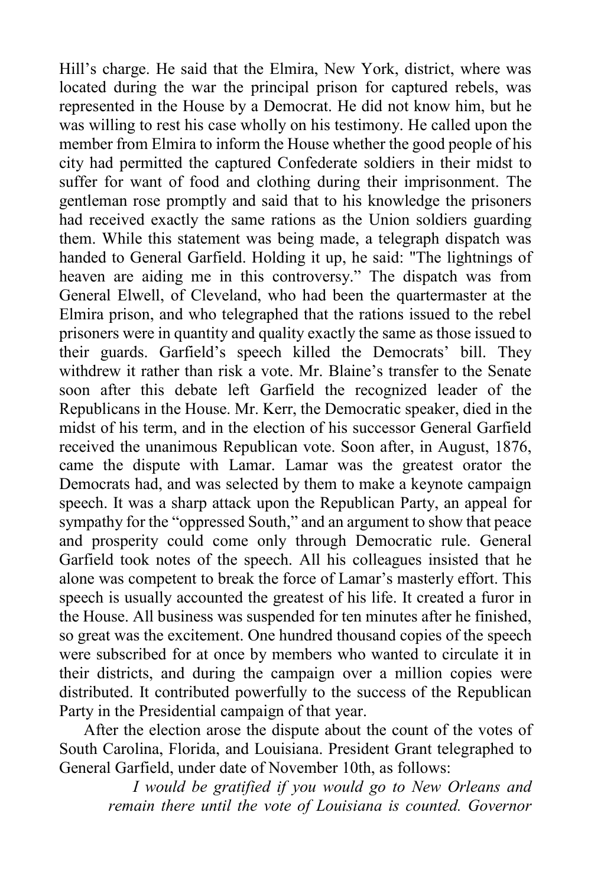Hill's charge. He said that the Elmira, New York, district, where was located during the war the principal prison for captured rebels, was represented in the House by a Democrat. He did not know him, but he was willing to rest his case wholly on his testimony. He called upon the member from Elmira to inform the House whether the good people of his city had permitted the captured Confederate soldiers in their midst to suffer for want of food and clothing during their imprisonment. The gentleman rose promptly and said that to his knowledge the prisoners had received exactly the same rations as the Union soldiers guarding them. While this statement was being made, a telegraph dispatch was handed to General Garfield. Holding it up, he said: "The lightnings of heaven are aiding me in this controversy." The dispatch was from General Elwell, of Cleveland, who had been the quartermaster at the Elmira prison, and who telegraphed that the rations issued to the rebel prisoners were in quantity and quality exactly the same as those issued to their guards. Garfield's speech killed the Democrats' bill. They withdrew it rather than risk a vote. Mr. Blaine's transfer to the Senate soon after this debate left Garfield the recognized leader of the Republicans in the House. Mr. Kerr, the Democratic speaker, died in the midst of his term, and in the election of his successor General Garfield received the unanimous Republican vote. Soon after, in August, 1876, came the dispute with Lamar. Lamar was the greatest orator the Democrats had, and was selected by them to make a keynote campaign speech. It was a sharp attack upon the Republican Party, an appeal for sympathy for the "oppressed South," and an argument to show that peace and prosperity could come only through Democratic rule. General Garfield took notes of the speech. All his colleagues insisted that he alone was competent to break the force of Lamar's masterly effort. This speech is usually accounted the greatest of his life. It created a furor in the House. All business was suspended for ten minutes after he finished, so great was the excitement. One hundred thousand copies of the speech were subscribed for at once by members who wanted to circulate it in their districts, and during the campaign over a million copies were distributed. It contributed powerfully to the success of the Republican Party in the Presidential campaign of that year.

After the election arose the dispute about the count of the votes of South Carolina, Florida, and Louisiana. President Grant telegraphed to General Garfield, under date of November 10th, as follows:

> *I would be gratified if you would go to New Orleans and remain there until the vote of Louisiana is counted. Governor*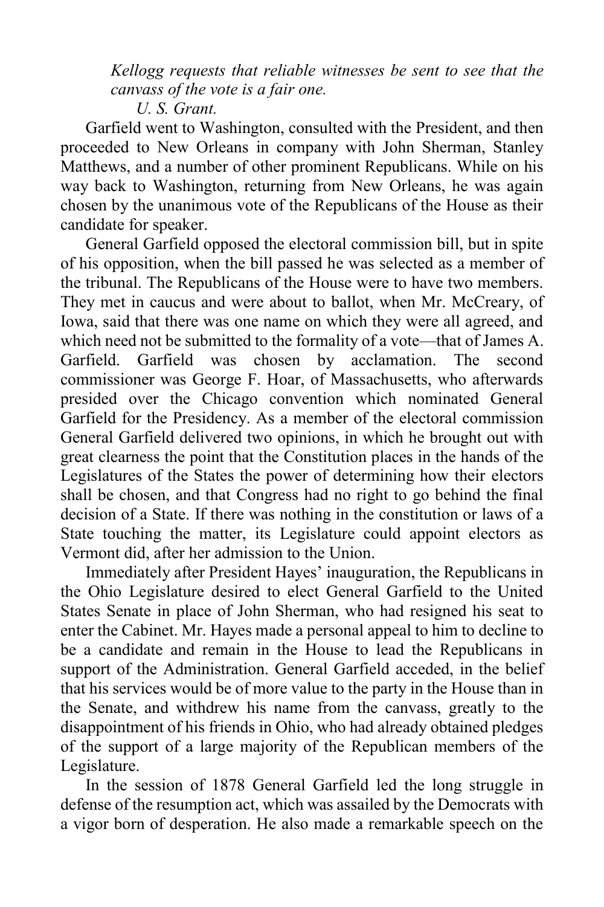*Kellogg requests that reliable witnesses be sent to see that the canvass of the vote is a fair one.*

*U. S. Grant.*

Garfield went to Washington, consulted with the President, and then proceeded to New Orleans in company with John Sherman, Stanley Matthews, and a number of other prominent Republicans. While on his way back to Washington, returning from New Orleans, he was again chosen by the unanimous vote of the Republicans of the House as their candidate for speaker.

General Garfield opposed the electoral commission bill, but in spite of his opposition, when the bill passed he was selected as a member of the tribunal. The Republicans of the House were to have two members. They met in caucus and were about to ballot, when Mr. McCreary, of Iowa, said that there was one name on which they were all agreed, and which need not be submitted to the formality of a vote—that of James A. Garfield. Garfield was chosen by acclamation. The second commissioner was George F. Hoar, of Massachusetts, who afterwards presided over the Chicago convention which nominated General Garfield for the Presidency. As a member of the electoral commission General Garfield delivered two opinions, in which he brought out with great clearness the point that the Constitution places in the hands of the Legislatures of the States the power of determining how their electors shall be chosen, and that Congress had no right to go behind the final decision of a State. If there was nothing in the constitution or laws of a State touching the matter, its Legislature could appoint electors as Vermont did, after her admission to the Union.

Immediately after President Hayes' inauguration, the Republicans in the Ohio Legislature desired to elect General Garfield to the United States Senate in place of John Sherman, who had resigned his seat to enter the Cabinet. Mr. Hayes made a personal appeal to him to decline to be a candidate and remain in the House to lead the Republicans in support of the Administration. General Garfield acceded, in the belief that his services would be of more value to the party in the House than in the Senate, and withdrew his name from the canvass, greatly to the disappointment of his friends in Ohio, who had already obtained pledges of the support of a large majority of the Republican members of the Legislature.

In the session of 1878 General Garfield led the long struggle in defense of the resumption act, which was assailed by the Democrats with a vigor born of desperation. He also made a remarkable speech on the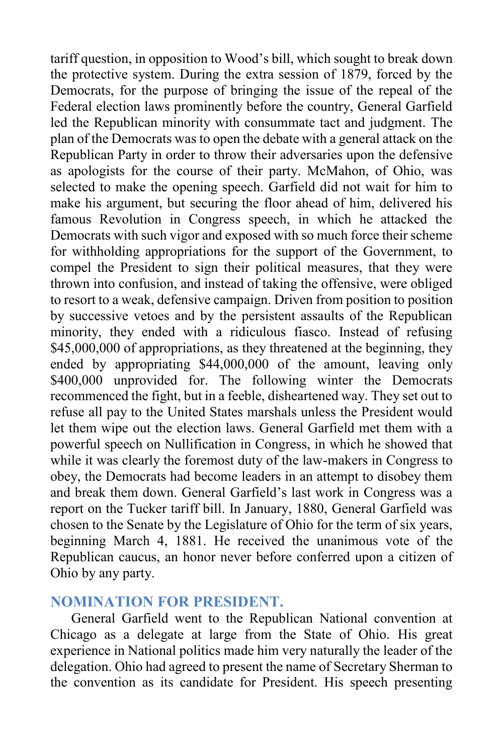tariff question, in opposition to Wood's bill, which sought to break down the protective system. During the extra session of 1879, forced by the Democrats, for the purpose of bringing the issue of the repeal of the Federal election laws prominently before the country, General Garfield led the Republican minority with consummate tact and judgment. The plan of the Democrats was to open the debate with a general attack on the Republican Party in order to throw their adversaries upon the defensive as apologists for the course of their party. McMahon, of Ohio, was selected to make the opening speech. Garfield did not wait for him to make his argument, but securing the floor ahead of him, delivered his famous Revolution in Congress speech, in which he attacked the Democrats with such vigor and exposed with so much force their scheme for withholding appropriations for the support of the Government, to compel the President to sign their political measures, that they were thrown into confusion, and instead of taking the offensive, were obliged to resort to a weak, defensive campaign. Driven from position to position by successive vetoes and by the persistent assaults of the Republican minority, they ended with a ridiculous fiasco. Instead of refusing $45,000,000 of appropriations, as they threatened at the beginning, they ended by appropriating $44,000,000 of the amount, leaving only $400,000 unprovided for. The following winter the Democrats recommenced the fight, but in a feeble, disheartened way. They set out to refuse all pay to the United States marshals unless the President would let them wipe out the election laws. General Garfield met them with a powerful speech on Nullification in Congress, in which he showed that while it was clearly the foremost duty of the law-makers in Congress to obey, the Democrats had become leaders in an attempt to disobey them and break them down. General Garfield's last work in Congress was a report on the Tucker tariff bill. In January, 1880, General Garfield was chosen to the Senate by the Legislature of Ohio for the term of six years, beginning March 4, 1881. He received the unanimous vote of the Republican caucus, an honor never before conferred upon a citizen of Ohio by any party.

## NOMINATION FOR PRESIDENT.

General Garfield went to the Republican National convention at Chicago as a delegate at large from the State of Ohio. His great experience in National politics made him very naturally the leader of the delegation. Ohio had agreed to present the name of Secretary Sherman to the convention as its candidate for President. His speech presenting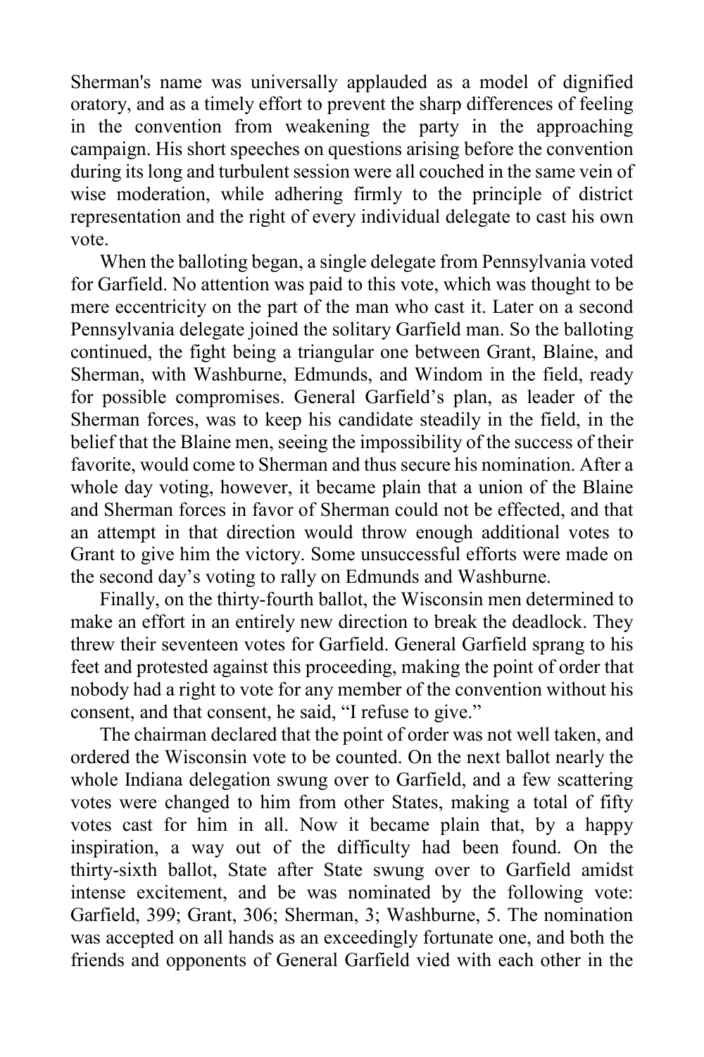Sherman's name was universally applauded as a model of dignified oratory, and as a timely effort to prevent the sharp differences of feeling in the convention from weakening the party in the approaching campaign. His short speeches on questions arising before the convention during its long and turbulent session were all couched in the same vein of wise moderation, while adhering firmly to the principle of district representation and the right of every individual delegate to cast his own vote.

When the balloting began, a single delegate from Pennsylvania voted for Garfield. No attention was paid to this vote, which was thought to be mere eccentricity on the part of the man who cast it. Later on a second Pennsylvania delegate joined the solitary Garfield man. So the balloting continued, the fight being a triangular one between Grant, Blaine, and Sherman, with Washburne, Edmunds, and Windom in the field, ready for possible compromises. General Garfield's plan, as leader of the Sherman forces, was to keep his candidate steadily in the field, in the belief that the Blaine men, seeing the impossibility of the success of their favorite, would come to Sherman and thus secure his nomination. After a whole day voting, however, it became plain that a union of the Blaine and Sherman forces in favor of Sherman could not be effected, and that an attempt in that direction would throw enough additional votes to Grant to give him the victory. Some unsuccessful efforts were made on the second day's voting to rally on Edmunds and Washburne.

Finally, on the thirty-fourth ballot, the Wisconsin men determined to make an effort in an entirely new direction to break the deadlock. They threw their seventeen votes for Garfield. General Garfield sprang to his feet and protested against this proceeding, making the point of order that nobody had a right to vote for any member of the convention without his consent, and that consent, he said, "I refuse to give."

The chairman declared that the point of order was not well taken, and ordered the Wisconsin vote to be counted. On the next ballot nearly the whole Indiana delegation swung over to Garfield, and a few scattering votes were changed to him from other States, making a total of fifty votes cast for him in all. Now it became plain that, by a happy inspiration, a way out of the difficulty had been found. On the thirty-sixth ballot, State after State swung over to Garfield amidst intense excitement, and be was nominated by the following vote: Garfield, 399; Grant, 306; Sherman, 3; Washburne, 5. The nomination was accepted on all hands as an exceedingly fortunate one, and both the friends and opponents of General Garfield vied with each other in the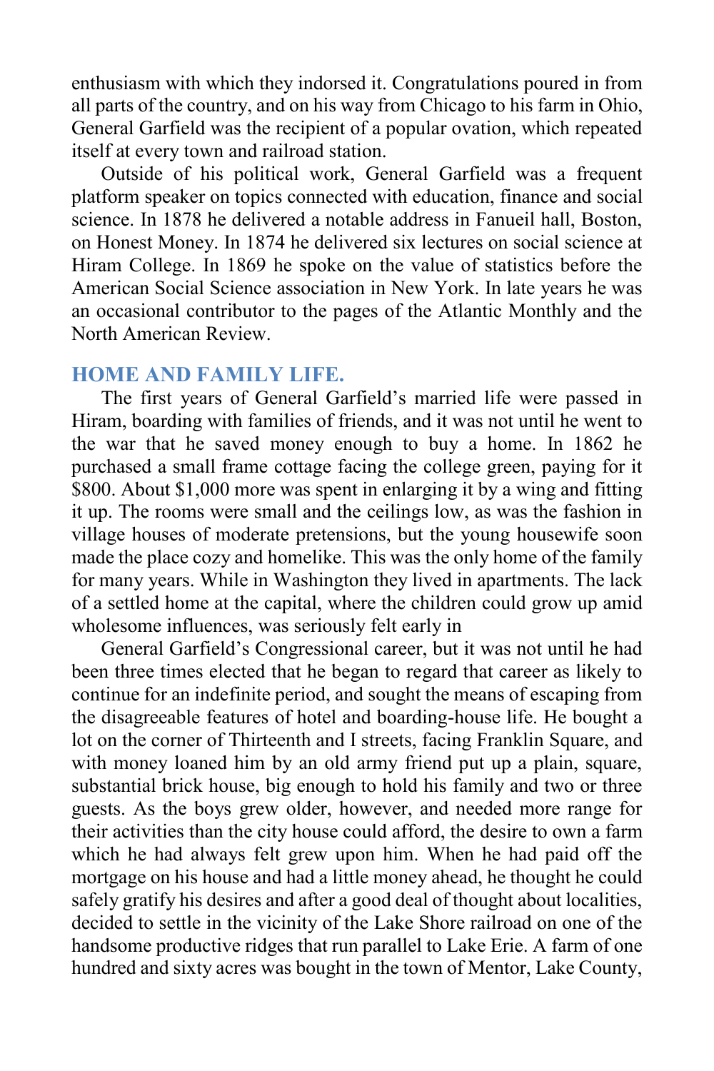enthusiasm with which they indorsed it. Congratulations poured in from all parts of the country, and on his way from Chicago to his farm in Ohio, General Garfield was the recipient of a popular ovation, which repeated itself at every town and railroad station.

Outside of his political work, General Garfield was a frequent platform speaker on topics connected with education, finance and social science. In 1878 he delivered a notable address in Faneuil hall, Boston, on Honest Money. In 1874 he delivered six lectures on social science at Hiram College. In 1869 he spoke on the value of statistics before the American Social Science association in New York. In late years he was an occasional contributor to the pages of the Atlantic Monthly and the North American Review.

### HOME AND FAMILY LIFE.

The first years of General Garfield's married life were passed in Hiram, boarding with families of friends, and it was not until he went to the war that he saved money enough to buy a home. In 1862 he purchased a small frame cottage facing the college green, paying for it $800. About $1,000 more was spent in enlarging it by a wing and fitting it up. The rooms were small and the ceilings low, as was the fashion in village houses of moderate pretensions, but the young housewife soon made the place cozy and homelike. This was the only home of the family for many years. While in Washington they lived in apartments. The lack of a settled home at the capital, where the children could grow up amid wholesome influences, was seriously felt early in

General Garfield's Congressional career, but it was not until he had been three times elected that he began to regard that career as likely to continue for an indefinite period, and sought the means of escaping from the disagreeable features of hotel and boarding-house life. He bought a lot on the corner of Thirteenth and I streets, facing Franklin Square, and with money loaned him by an old army friend put up a plain, square, substantial brick house, big enough to hold his family and two or three guests. As the boys grew older, however, and needed more range for their activities than the city house could afford, the desire to own a farm which he had always felt grew upon him. When he had paid off the mortgage on his house and had a little money ahead, he thought he could safely gratify his desires and after a good deal of thought about localities, decided to settle in the vicinity of the Lake Shore railroad on one of the handsome productive ridges that run parallel to Lake Erie. A farm of one hundred and sixty acres was bought in the town of Mentor, Lake County,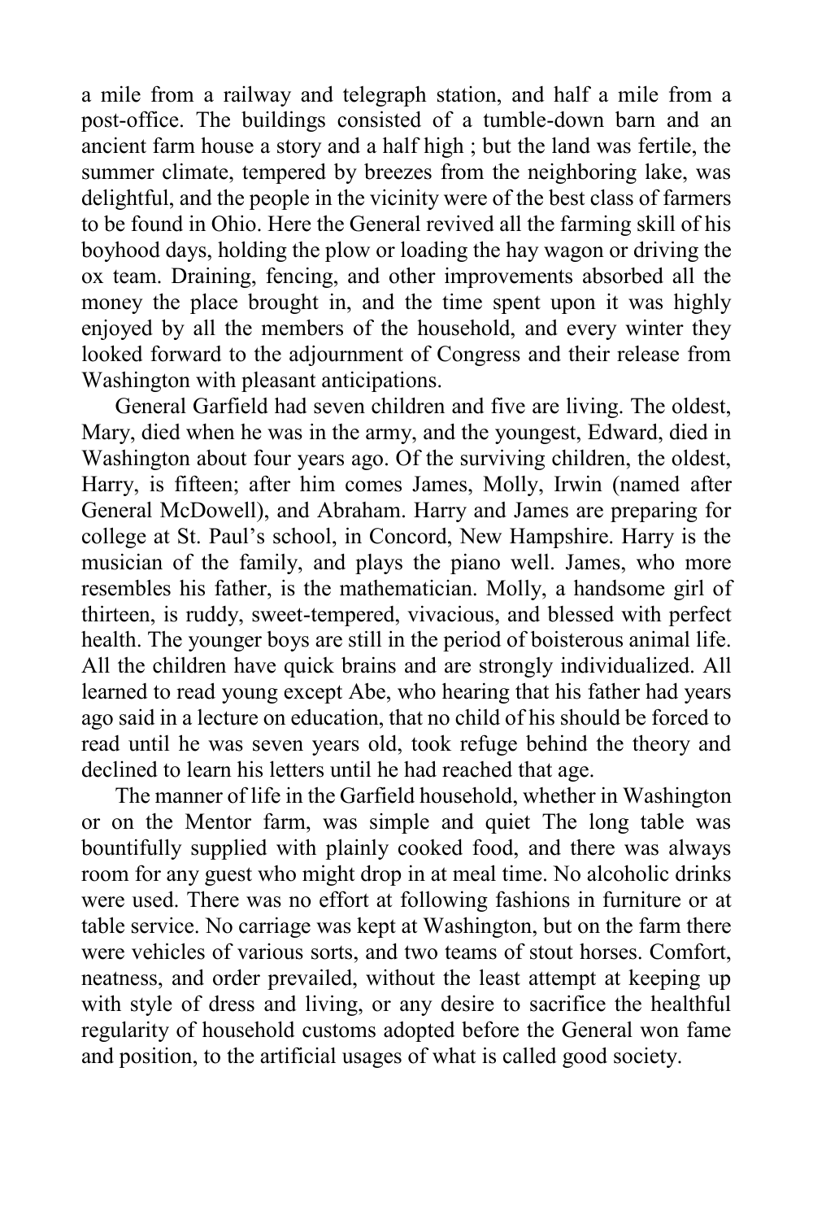a mile from a railway and telegraph station, and half a mile from a post-office. The buildings consisted of a tumble-down barn and an ancient farm house a story and a half high ; but the land was fertile, the summer climate, tempered by breezes from the neighboring lake, was delightful, and the people in the vicinity were of the best class of farmers to be found in Ohio. Here the General revived all the farming skill of his boyhood days, holding the plow or loading the hay wagon or driving the ox team. Draining, fencing, and other improvements absorbed all the money the place brought in, and the time spent upon it was highly enjoyed by all the members of the household, and every winter they looked forward to the adjournment of Congress and their release from Washington with pleasant anticipations.

General Garfield had seven children and five are living. The oldest, Mary, died when he was in the army, and the youngest, Edward, died in Washington about four years ago. Of the surviving children, the oldest, Harry, is fifteen; after him comes James, Molly, Irwin (named after General McDowell), and Abraham. Harry and James are preparing for college at St. Paul's school, in Concord, New Hampshire. Harry is the musician of the family, and plays the piano well. James, who more resembles his father, is the mathematician. Molly, a handsome girl of thirteen, is ruddy, sweet-tempered, vivacious, and blessed with perfect health. The younger boys are still in the period of boisterous animal life. All the children have quick brains and are strongly individualized. All learned to read young except Abe, who hearing that his father had years ago said in a lecture on education, that no child of his should be forced to read until he was seven years old, took refuge behind the theory and declined to learn his letters until he had reached that age.

The manner of life in the Garfield household, whether in Washington or on the Mentor farm, was simple and quiet The long table was bountifully supplied with plainly cooked food, and there was always room for any guest who might drop in at meal time. No alcoholic drinks were used. There was no effort at following fashions in furniture or at table service. No carriage was kept at Washington, but on the farm there were vehicles of various sorts, and two teams of stout horses. Comfort, neatness, and order prevailed, without the least attempt at keeping up with style of dress and living, or any desire to sacrifice the healthful regularity of household customs adopted before the General won fame and position, to the artificial usages of what is called good society.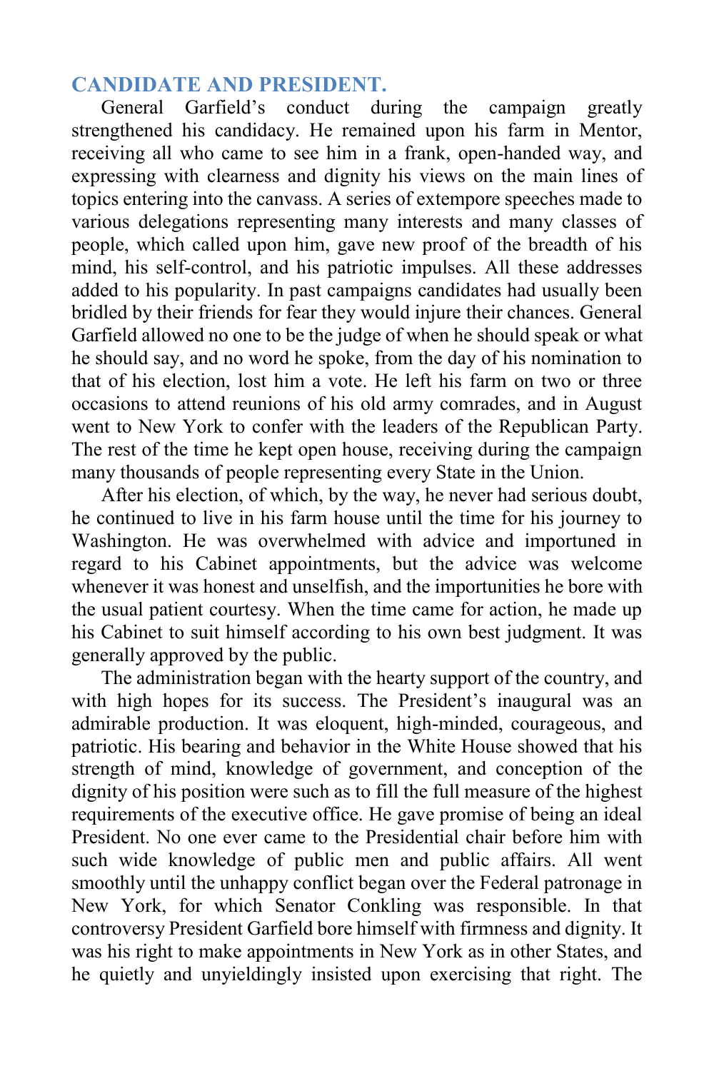## CANDIDATE AND PRESIDENT.

General Garfield's conduct during the campaign greatly strengthened his candidacy. He remained upon his farm in Mentor, receiving all who came to see him in a frank, open-handed way, and expressing with clearness and dignity his views on the main lines of topics entering into the canvass. A series of extempore speeches made to various delegations representing many interests and many classes of people, which called upon him, gave new proof of the breadth of his mind, his self-control, and his patriotic impulses. All these addresses added to his popularity. In past campaigns candidates had usually been bridled by their friends for fear they would injure their chances. General Garfield allowed no one to be the judge of when he should speak or what he should say, and no word he spoke, from the day of his nomination to that of his election, lost him a vote. He left his farm on two or three occasions to attend reunions of his old army comrades, and in August went to New York to confer with the leaders of the Republican Party. The rest of the time he kept open house, receiving during the campaign many thousands of people representing every State in the Union.

After his election, of which, by the way, he never had serious doubt, he continued to live in his farm house until the time for his journey to Washington. He was overwhelmed with advice and importuned in regard to his Cabinet appointments, but the advice was welcome whenever it was honest and unselfish, and the importunities he bore with the usual patient courtesy. When the time came for action, he made up his Cabinet to suit himself according to his own best judgment. It was generally approved by the public.

The administration began with the hearty support of the country, and with high hopes for its success. The President's inaugural was an admirable production. It was eloquent, high-minded, courageous, and patriotic. His bearing and behavior in the White House showed that his strength of mind, knowledge of government, and conception of the dignity of his position were such as to fill the full measure of the highest requirements of the executive office. He gave promise of being an ideal President. No one ever came to the Presidential chair before him with such wide knowledge of public men and public affairs. All went smoothly until the unhappy conflict began over the Federal patronage in New York, for which Senator Conkling was responsible. In that controversy President Garfield bore himself with firmness and dignity. It was his right to make appointments in New York as in other States, and he quietly and unyieldingly insisted upon exercising that right. The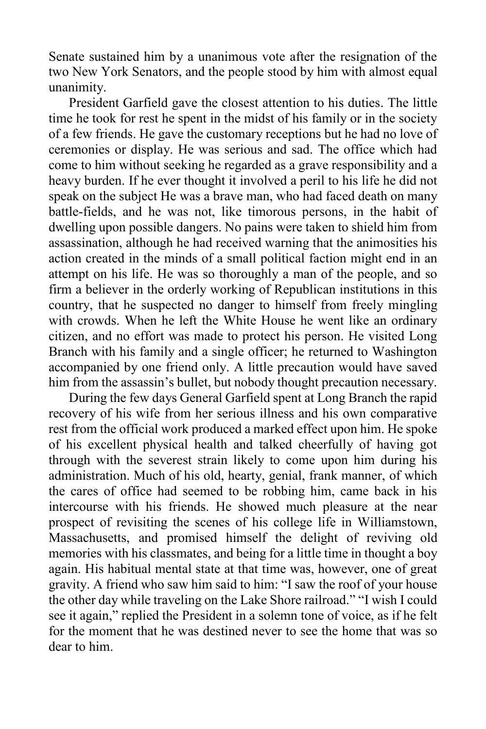Senate sustained him by a unanimous vote after the resignation of the two New York Senators, and the people stood by him with almost equal unanimity.

President Garfield gave the closest attention to his duties. The little time he took for rest he spent in the midst of his family or in the society of a few friends. He gave the customary receptions but he had no love of ceremonies or display. He was serious and sad. The office which had come to him without seeking he regarded as a grave responsibility and a heavy burden. If he ever thought it involved a peril to his life he did not speak on the subject He was a brave man, who had faced death on many battle-fields, and he was not, like timorous persons, in the habit of dwelling upon possible dangers. No pains were taken to shield him from assassination, although he had received warning that the animosities his action created in the minds of a small political faction might end in an attempt on his life. He was so thoroughly a man of the people, and so firm a believer in the orderly working of Republican institutions in this country, that he suspected no danger to himself from freely mingling with crowds. When he left the White House he went like an ordinary citizen, and no effort was made to protect his person. He visited Long Branch with his family and a single officer; he returned to Washington accompanied by one friend only. A little precaution would have saved him from the assassin's bullet, but nobody thought precaution necessary.

During the few days General Garfield spent at Long Branch the rapid recovery of his wife from her serious illness and his own comparative rest from the official work produced a marked effect upon him. He spoke of his excellent physical health and talked cheerfully of having got through with the severest strain likely to come upon him during his administration. Much of his old, hearty, genial, frank manner, of which the cares of office had seemed to be robbing him, came back in his intercourse with his friends. He showed much pleasure at the near prospect of revisiting the scenes of his college life in Williamstown, Massachusetts, and promised himself the delight of reviving old memories with his classmates, and being for a little time in thought a boy again. His habitual mental state at that time was, however, one of great gravity. A friend who saw him said to him: "I saw the roof of your house the other day while traveling on the Lake Shore railroad." "I wish I could see it again," replied the President in a solemn tone of voice, as if he felt for the moment that he was destined never to see the home that was so dear to him.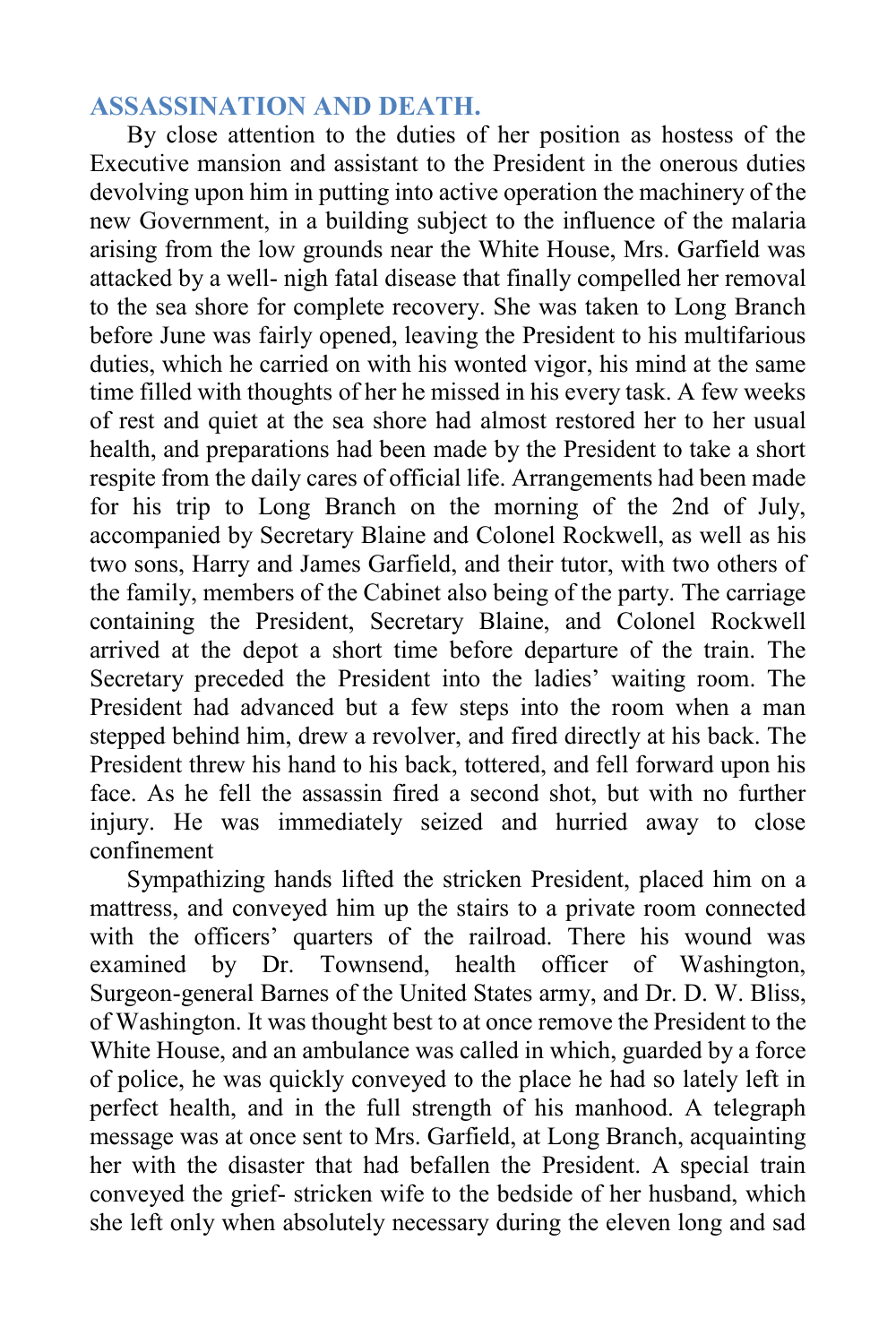## ASSASSINATION AND DEATH.

By close attention to the duties of her position as hostess of the Executive mansion and assistant to the President in the onerous duties devolving upon him in putting into active operation the machinery of the new Government, in a building subject to the influence of the malaria arising from the low grounds near the White House, Mrs. Garfield was attacked by a well- nigh fatal disease that finally compelled her removal to the sea shore for complete recovery. She was taken to Long Branch before June was fairly opened, leaving the President to his multifarious duties, which he carried on with his wonted vigor, his mind at the same time filled with thoughts of her he missed in his every task. A few weeks of rest and quiet at the sea shore had almost restored her to her usual health, and preparations had been made by the President to take a short respite from the daily cares of official life. Arrangements had been made for his trip to Long Branch on the morning of the 2nd of July, accompanied by Secretary Blaine and Colonel Rockwell, as well as his two sons, Harry and James Garfield, and their tutor, with two others of the family, members of the Cabinet also being of the party. The carriage containing the President, Secretary Blaine, and Colonel Rockwell arrived at the depot a short time before departure of the train. The Secretary preceded the President into the ladies' waiting room. The President had advanced but a few steps into the room when a man stepped behind him, drew a revolver, and fired directly at his back. The President threw his hand to his back, tottered, and fell forward upon his face. As he fell the assassin fired a second shot, but with no further injury. He was immediately seized and hurried away to close confinement

Sympathizing hands lifted the stricken President, placed him on a mattress, and conveyed him up the stairs to a private room connected with the officers' quarters of the railroad. There his wound was examined by Dr. Townsend, health officer of Washington, Surgeon-general Barnes of the United States army, and Dr. D. W. Bliss, of Washington. It was thought best to at once remove the President to the White House, and an ambulance was called in which, guarded by a force of police, he was quickly conveyed to the place he had so lately left in perfect health, and in the full strength of his manhood. A telegraph message was at once sent to Mrs. Garfield, at Long Branch, acquainting her with the disaster that had befallen the President. A special train conveyed the grief- stricken wife to the bedside of her husband, which she left only when absolutely necessary during the eleven long and sad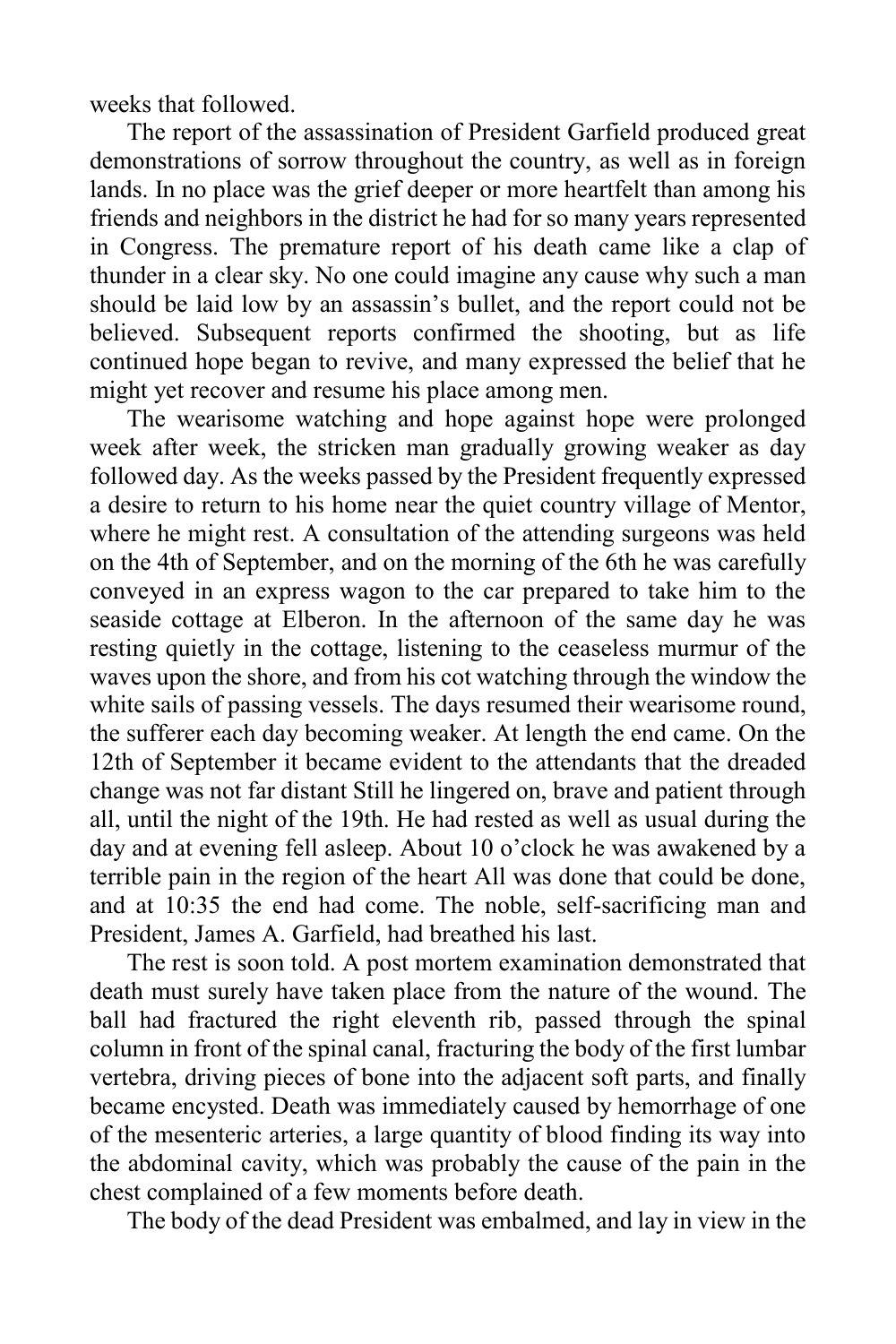weeks that followed.

The report of the assassination of President Garfield produced great demonstrations of sorrow throughout the country, as well as in foreign lands. In no place was the grief deeper or more heartfelt than among his friends and neighbors in the district he had for so many years represented in Congress. The premature report of his death came like a clap of thunder in a clear sky. No one could imagine any cause why such a man should be laid low by an assassin's bullet, and the report could not be believed. Subsequent reports confirmed the shooting, but as life continued hope began to revive, and many expressed the belief that he might yet recover and resume his place among men.

The wearisome watching and hope against hope were prolonged week after week, the stricken man gradually growing weaker as day followed day. As the weeks passed by the President frequently expressed a desire to return to his home near the quiet country village of Mentor, where he might rest. A consultation of the attending surgeons was held on the 4th of September, and on the morning of the 6th he was carefully conveyed in an express wagon to the car prepared to take him to the seaside cottage at Elberon. In the afternoon of the same day he was resting quietly in the cottage, listening to the ceaseless murmur of the waves upon the shore, and from his cot watching through the window the white sails of passing vessels. The days resumed their wearisome round, the sufferer each day becoming weaker. At length the end came. On the 12th of September it became evident to the attendants that the dreaded change was not far distant Still he lingered on, brave and patient through all, until the night of the 19th. He had rested as well as usual during the day and at evening fell asleep. About 10 o'clock he was awakened by a terrible pain in the region of the heart All was done that could be done, and at 10:35 the end had come. The noble, self-sacrificing man and President, James A. Garfield, had breathed his last.

The rest is soon told. A post mortem examination demonstrated that death must surely have taken place from the nature of the wound. The ball had fractured the right eleventh rib, passed through the spinal column in front of the spinal canal, fracturing the body of the first lumbar vertebra, driving pieces of bone into the adjacent soft parts, and finally became encysted. Death was immediately caused by hemorrhage of one of the mesenteric arteries, a large quantity of blood finding its way into the abdominal cavity, which was probably the cause of the pain in the chest complained of a few moments before death.

The body of the dead President was embalmed, and lay in view in the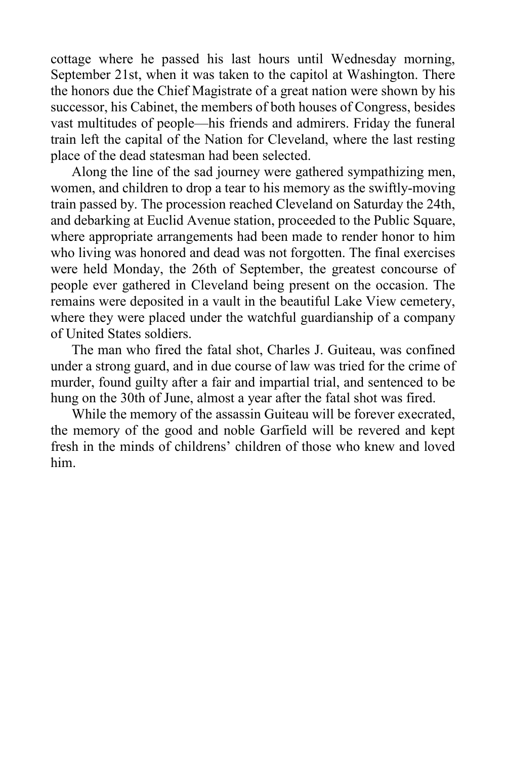cottage where he passed his last hours until Wednesday morning, September 21st, when it was taken to the capitol at Washington. There the honors due the Chief Magistrate of a great nation were shown by his successor, his Cabinet, the members of both houses of Congress, besides vast multitudes of people—his friends and admirers. Friday the funeral train left the capital of the Nation for Cleveland, where the last resting place of the dead statesman had been selected.

Along the line of the sad journey were gathered sympathizing men, women, and children to drop a tear to his memory as the swiftly-moving train passed by. The procession reached Cleveland on Saturday the 24th, and debarking at Euclid Avenue station, proceeded to the Public Square, where appropriate arrangements had been made to render honor to him who living was honored and dead was not forgotten. The final exercises were held Monday, the 26th of September, the greatest concourse of people ever gathered in Cleveland being present on the occasion. The remains were deposited in a vault in the beautiful Lake View cemetery, where they were placed under the watchful guardianship of a company of United States soldiers.

The man who fired the fatal shot, Charles J. Guiteau, was confined under a strong guard, and in due course of law was tried for the crime of murder, found guilty after a fair and impartial trial, and sentenced to be hung on the 30th of June, almost a year after the fatal shot was fired.

While the memory of the assassin Guiteau will be forever execrated, the memory of the good and noble Garfield will be revered and kept fresh in the minds of childrens' children of those who knew and loved him.